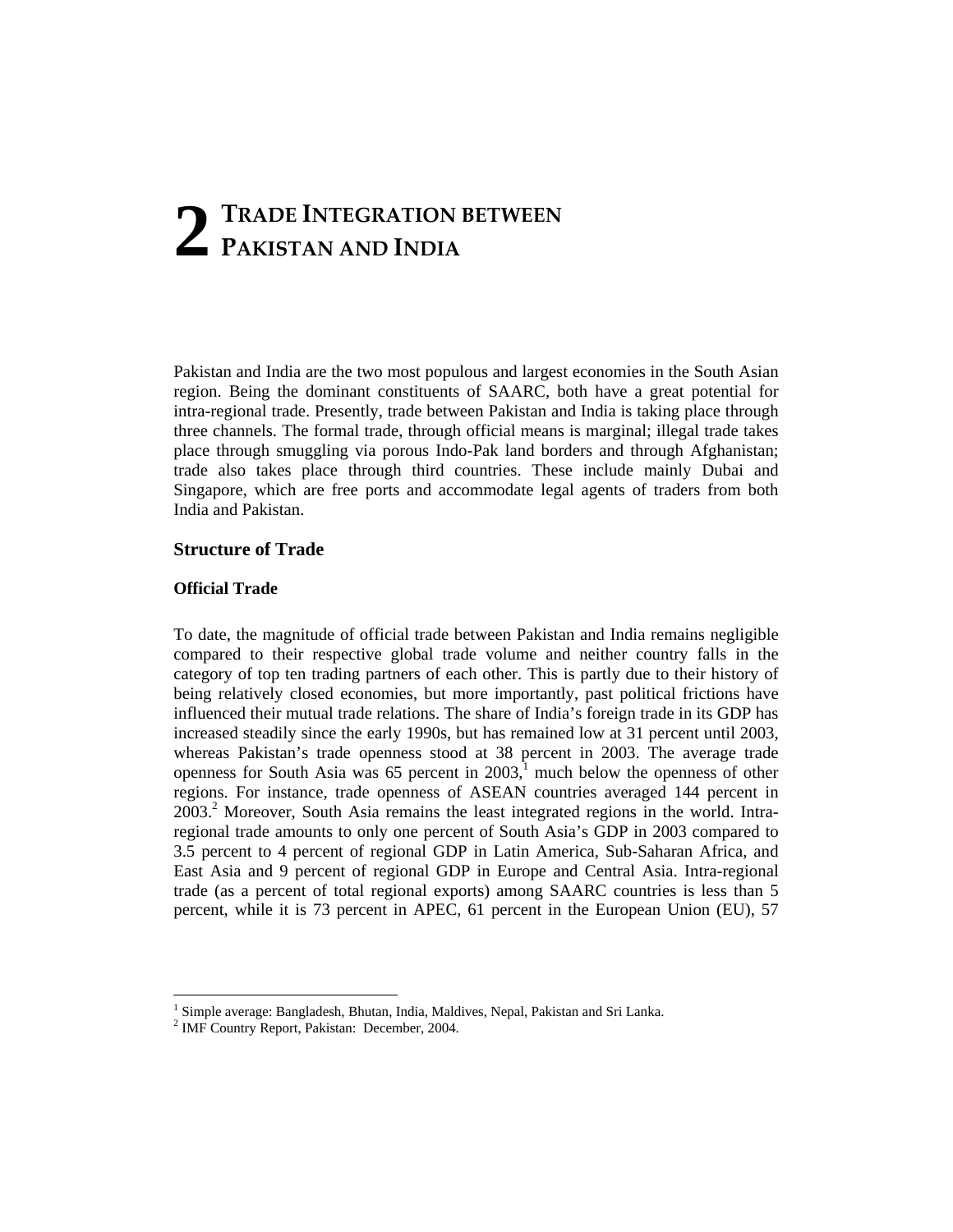# 2 TRADE INTEGRATION BETWEEN PAKISTAN AND INDIA

Pakistan and India are the two most populous and largest economies in the South Asian region. Being the dominant constituents of SAARC, both have a great potential for intra-regional trade. Presently, trade between Pakistan and India is taking place through three channels. The formal trade, through official means is marginal; illegal trade takes place through smuggling via porous Indo-Pak land borders and through Afghanistan; trade also takes place through third countries. These include mainly Dubai and Singapore, which are free ports and accommodate legal agents of traders from both India and Pakistan.

## Structure of Trade

### Official Trade

To date, the magnitude of official trade between Pakistan and India remains negligible compared to their respective global trade volume and neither country falls in the category of top ten trading partners of each other. This is partly due to their history of being relatively closed economies, but more importantly, past political frictions have influenced their mutual trade relations. The share of India's foreign trade in its GDP has increased steadily since the early 1990s, but has remained low at 31 percent until 2003, whereas Pakistan's trade openness stood at 38 percent in 2003. The average trade openness for South Asia was 65 percent in 2003,[1] much below the openness of other regions. For instance, trade openness of ASEAN countries averaged 144 percent in 2003.[2] Moreover, South Asia remains the least integrated regions in the world. Intra-regional trade amounts to only one percent of South Asia's GDP in 2003 compared to 3.5 percent to 4 percent of regional GDP in Latin America, Sub-Saharan Africa, and East Asia and 9 percent of regional GDP in Europe and Central Asia. Intra-regional trade (as a percent of total regional exports) among SAARC countries is less than 5 percent, while it is 73 percent in APEC, 61 percent in the European Union (EU), 57

[1] Simple average: Bangladesh, Bhutan, India, Maldives, Nepal, Pakistan and Sri Lanka.

[2] IMF Country Report, Pakistan: December, 2004.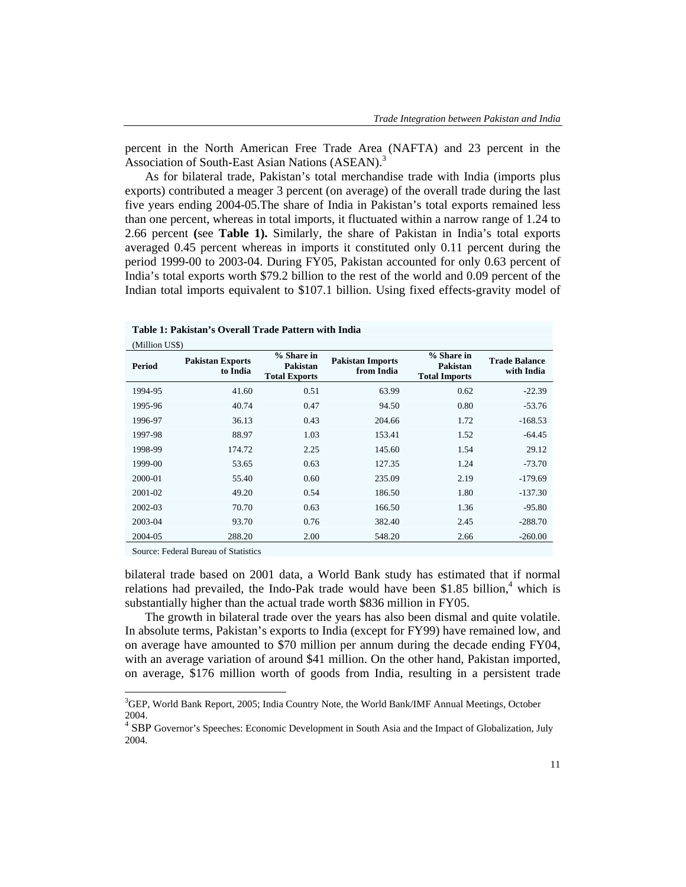percent in the North American Free Trade Area (NAFTA) and 23 percent in the Association of South-East Asian Nations (ASEAN).[3]

As for bilateral trade, Pakistan's total merchandise trade with India (imports plus exports) contributed a meager 3 percent (on average) of the overall trade during the last five years ending 2004-05.The share of India in Pakistan's total exports remained less than one percent, whereas in total imports, it fluctuated within a narrow range of 1.24 to 2.66 percent **(**see **Table 1).** Similarly, the share of Pakistan in India's total exports averaged 0.45 percent whereas in imports it constituted only 0.11 percent during the period 1999-00 to 2003-04. During FY05, Pakistan accounted for only 0.63 percent of India's total exports worth $79.2 billion to the rest of the world and 0.09 percent of the Indian total imports equivalent to $107.1 billion. Using fixed effects-gravity model of bilateral trade based on 2001 data, a World Bank study has estimated that if normal relations had prevailed, the Indo-Pak trade would have been $1.85 billion,[4] which is substantially higher than the actual trade worth $836 million in FY05.

**Table 1: Pakistan's Overall Trade Pattern with India**

(Million US$)

| Period | Pakistan Exports to India | % Share in Pakistan Total Exports | Pakistan Imports from India | % Share in Pakistan Total Imports | Trade Balance with India |
|---|---|---|---|---|---|
| 1994-95 | 41.60 | 0.51 | 63.99 | 0.62 | -22.39 |
| 1995-96 | 40.74 | 0.47 | 94.50 | 0.80 | -53.76 |
| 1996-97 | 36.13 | 0.43 | 204.66 | 1.72 | -168.53 |
| 1997-98 | 88.97 | 1.03 | 153.41 | 1.52 | -64.45 |
| 1998-99 | 174.72 | 2.25 | 145.60 | 1.54 | 29.12 |
| 1999-00 | 53.65 | 0.63 | 127.35 | 1.24 | -73.70 |
| 2000-01 | 55.40 | 0.60 | 235.09 | 2.19 | -179.69 |
| 2001-02 | 49.20 | 0.54 | 186.50 | 1.80 | -137.30 |
| 2002-03 | 70.70 | 0.63 | 166.50 | 1.36 | -95.80 |
| 2003-04 | 93.70 | 0.76 | 382.40 | 2.45 | -288.70 |
| 2004-05 | 288.20 | 2.00 | 548.20 | 2.66 | -260.00 |

Source: Federal Bureau of Statistics

The growth in bilateral trade over the years has also been dismal and quite volatile. In absolute terms, Pakistan's exports to India (except for FY99) have remained low, and on average have amounted to $70 million per annum during the decade ending FY04, with an average variation of around $41 million. On the other hand, Pakistan imported, on average, $176 million worth of goods from India, resulting in a persistent trade

[3]GEP, World Bank Report, 2005; India Country Note, the World Bank/IMF Annual Meetings, October 2004.

[4] SBP Governor's Speeches: Economic Development in South Asia and the Impact of Globalization, July 2004.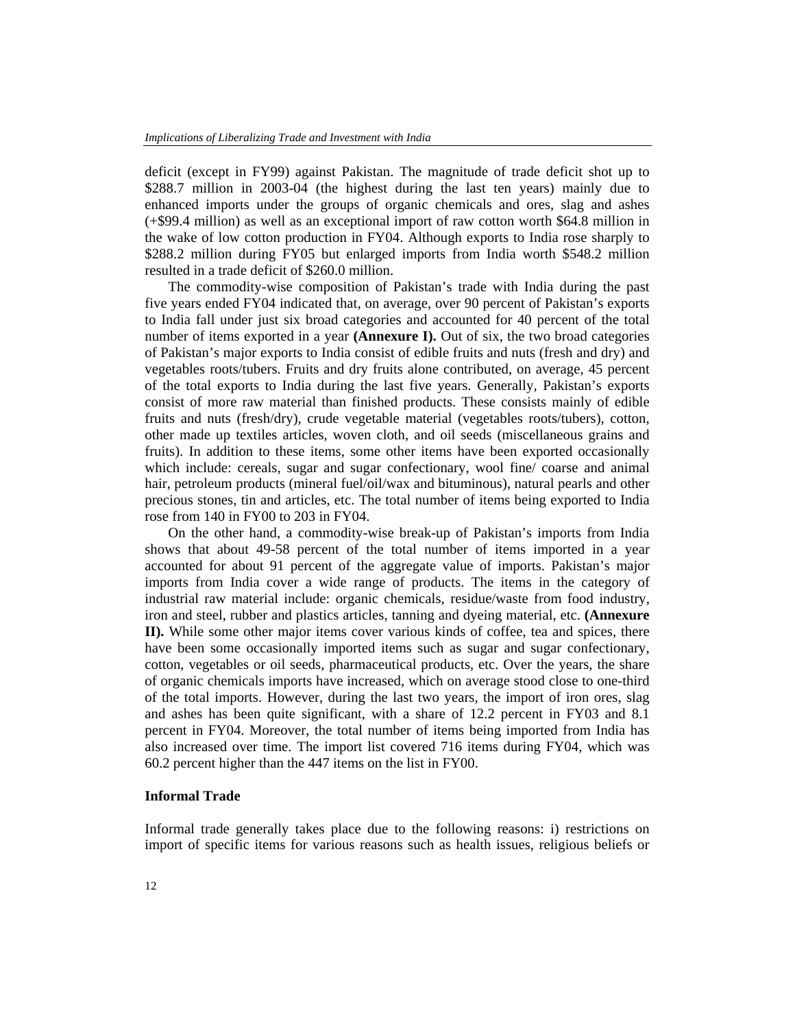deficit (except in FY99) against Pakistan. The magnitude of trade deficit shot up to $288.7 million in 2003-04 (the highest during the last ten years) mainly due to enhanced imports under the groups of organic chemicals and ores, slag and ashes (+$99.4 million) as well as an exceptional import of raw cotton worth $64.8 million in the wake of low cotton production in FY04. Although exports to India rose sharply to $288.2 million during FY05 but enlarged imports from India worth $548.2 million resulted in a trade deficit of $260.0 million.

The commodity-wise composition of Pakistan's trade with India during the past five years ended FY04 indicated that, on average, over 90 percent of Pakistan's exports to India fall under just six broad categories and accounted for 40 percent of the total number of items exported in a year **(Annexure I).** Out of six, the two broad categories of Pakistan's major exports to India consist of edible fruits and nuts (fresh and dry) and vegetables roots/tubers. Fruits and dry fruits alone contributed, on average, 45 percent of the total exports to India during the last five years. Generally, Pakistan's exports consist of more raw material than finished products. These consists mainly of edible fruits and nuts (fresh/dry), crude vegetable material (vegetables roots/tubers), cotton, other made up textiles articles, woven cloth, and oil seeds (miscellaneous grains and fruits). In addition to these items, some other items have been exported occasionally which include: cereals, sugar and sugar confectionary, wool fine/ coarse and animal hair, petroleum products (mineral fuel/oil/wax and bituminous), natural pearls and other precious stones, tin and articles, etc. The total number of items being exported to India rose from 140 in FY00 to 203 in FY04.

On the other hand, a commodity-wise break-up of Pakistan's imports from India shows that about 49-58 percent of the total number of items imported in a year accounted for about 91 percent of the aggregate value of imports. Pakistan's major imports from India cover a wide range of products. The items in the category of industrial raw material include: organic chemicals, residue/waste from food industry, iron and steel, rubber and plastics articles, tanning and dyeing material, etc. **(Annexure II).** While some other major items cover various kinds of coffee, tea and spices, there have been some occasionally imported items such as sugar and sugar confectionary, cotton, vegetables or oil seeds, pharmaceutical products, etc. Over the years, the share of organic chemicals imports have increased, which on average stood close to one-third of the total imports. However, during the last two years, the import of iron ores, slag and ashes has been quite significant, with a share of 12.2 percent in FY03 and 8.1 percent in FY04. Moreover, the total number of items being imported from India has also increased over time. The import list covered 716 items during FY04, which was 60.2 percent higher than the 447 items on the list in FY00.

### Informal Trade

Informal trade generally takes place due to the following reasons: i) restrictions on import of specific items for various reasons such as health issues, religious beliefs or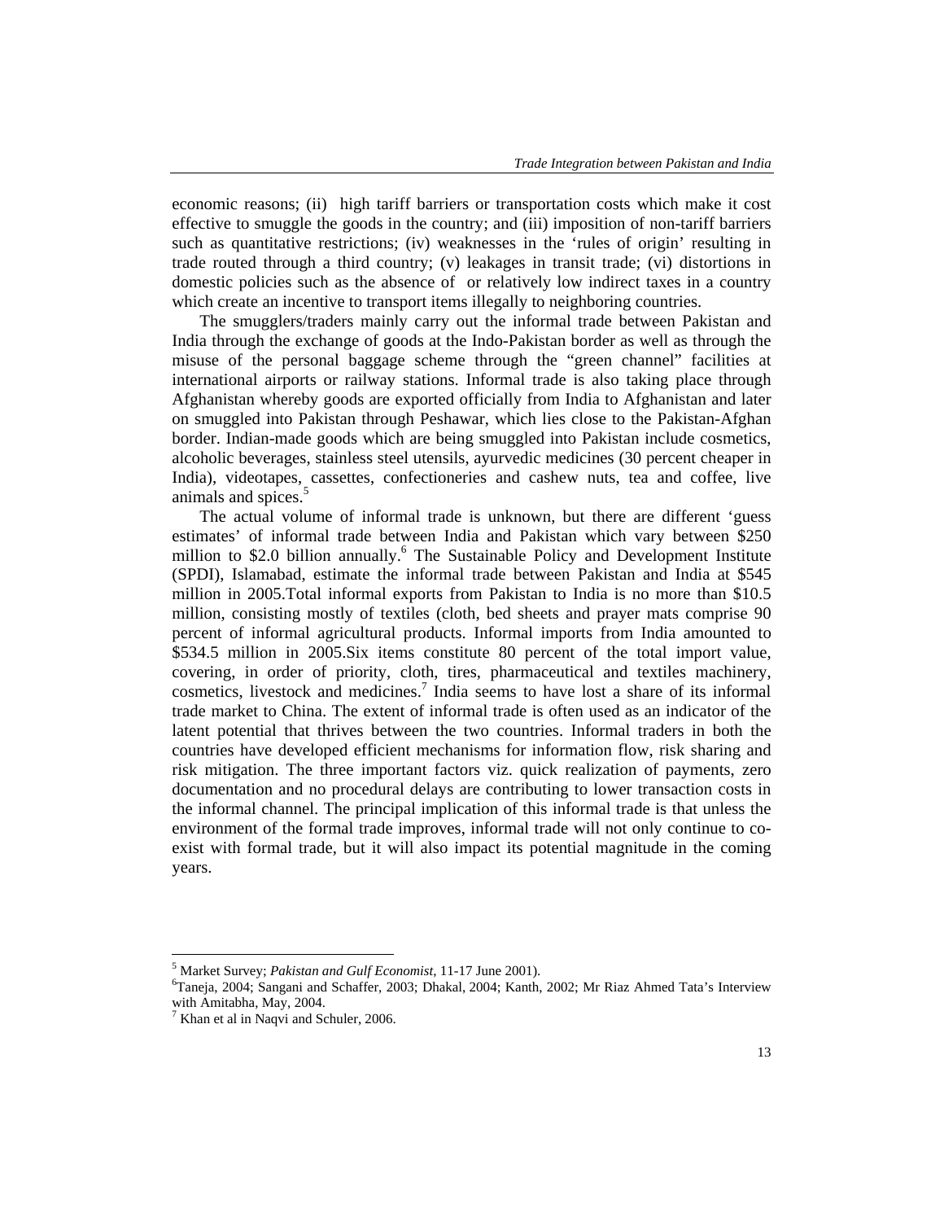economic reasons; (ii) high tariff barriers or transportation costs which make it cost effective to smuggle the goods in the country; and (iii) imposition of non-tariff barriers such as quantitative restrictions; (iv) weaknesses in the 'rules of origin' resulting in trade routed through a third country; (v) leakages in transit trade; (vi) distortions in domestic policies such as the absence of or relatively low indirect taxes in a country which create an incentive to transport items illegally to neighboring countries.

The smugglers/traders mainly carry out the informal trade between Pakistan and India through the exchange of goods at the Indo-Pakistan border as well as through the misuse of the personal baggage scheme through the "green channel" facilities at international airports or railway stations. Informal trade is also taking place through Afghanistan whereby goods are exported officially from India to Afghanistan and later on smuggled into Pakistan through Peshawar, which lies close to the Pakistan-Afghan border. Indian-made goods which are being smuggled into Pakistan include cosmetics, alcoholic beverages, stainless steel utensils, ayurvedic medicines (30 percent cheaper in India), videotapes, cassettes, confectioneries and cashew nuts, tea and coffee, live animals and spices.[5]

The actual volume of informal trade is unknown, but there are different 'guess estimates' of informal trade between India and Pakistan which vary between $250 million to $2.0 billion annually.[6] The Sustainable Policy and Development Institute (SPDI), Islamabad, estimate the informal trade between Pakistan and India at $545 million in 2005.Total informal exports from Pakistan to India is no more than $10.5 million, consisting mostly of textiles (cloth, bed sheets and prayer mats comprise 90 percent of informal agricultural products. Informal imports from India amounted to $534.5 million in 2005.Six items constitute 80 percent of the total import value, covering, in order of priority, cloth, tires, pharmaceutical and textiles machinery, cosmetics, livestock and medicines.[7] India seems to have lost a share of its informal trade market to China. The extent of informal trade is often used as an indicator of the latent potential that thrives between the two countries. Informal traders in both the countries have developed efficient mechanisms for information flow, risk sharing and risk mitigation. The three important factors viz. quick realization of payments, zero documentation and no procedural delays are contributing to lower transaction costs in the informal channel. The principal implication of this informal trade is that unless the environment of the formal trade improves, informal trade will not only continue to co-exist with formal trade, but it will also impact its potential magnitude in the coming years.

---

[5] Market Survey; *Pakistan and Gulf Economist*, 11-17 June 2001).

[6] Taneja, 2004; Sangani and Schaffer, 2003; Dhakal, 2004; Kanth, 2002; Mr Riaz Ahmed Tata's Interview with Amitabha, May, 2004.

[7] Khan et al in Naqvi and Schuler, 2006.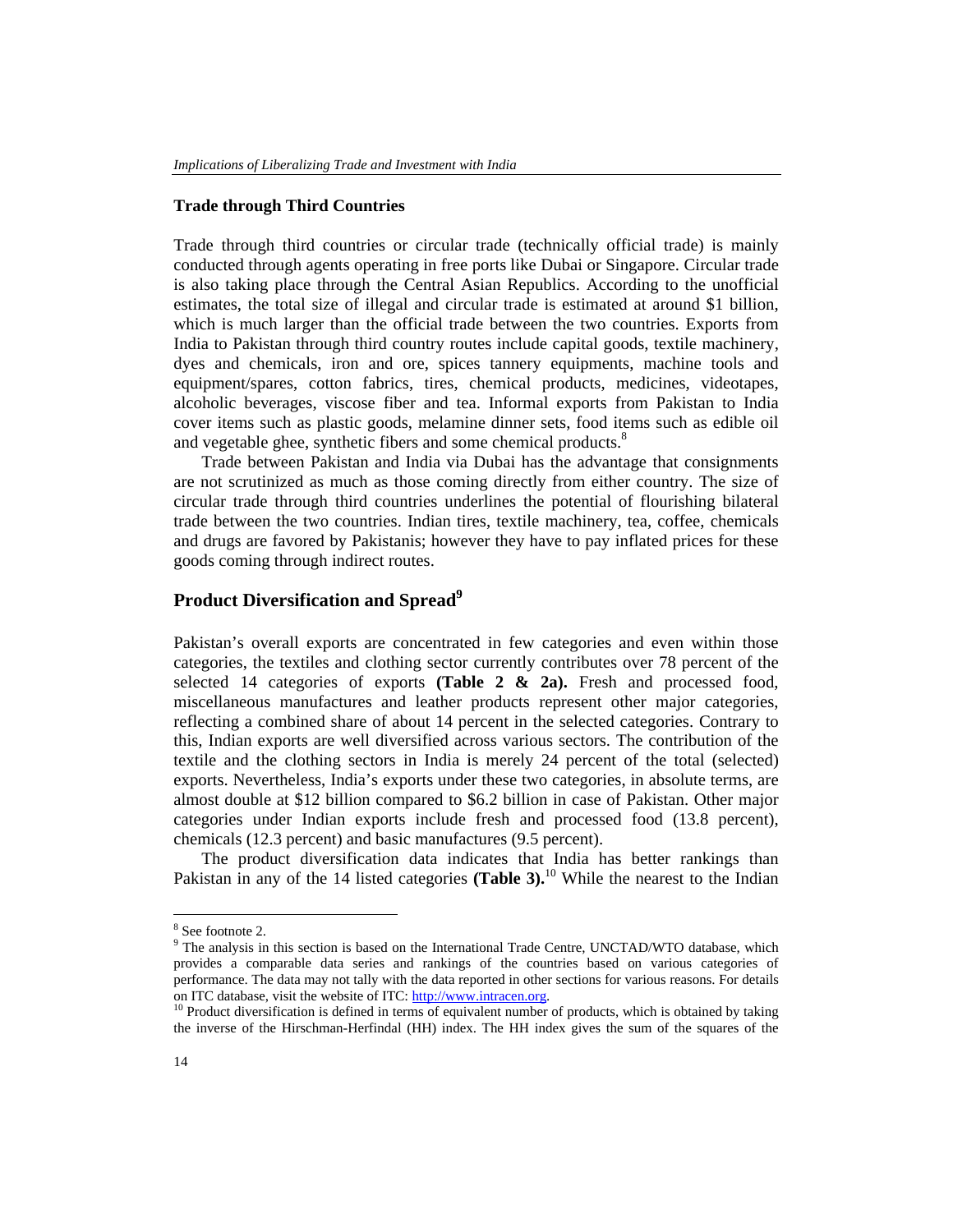## Trade through Third Countries

Trade through third countries or circular trade (technically official trade) is mainly conducted through agents operating in free ports like Dubai or Singapore. Circular trade is also taking place through the Central Asian Republics. According to the unofficial estimates, the total size of illegal and circular trade is estimated at around $1 billion, which is much larger than the official trade between the two countries. Exports from India to Pakistan through third country routes include capital goods, textile machinery, dyes and chemicals, iron and ore, spices tannery equipments, machine tools and equipment/spares, cotton fabrics, tires, chemical products, medicines, videotapes, alcoholic beverages, viscose fiber and tea. Informal exports from Pakistan to India cover items such as plastic goods, melamine dinner sets, food items such as edible oil and vegetable ghee, synthetic fibers and some chemical products.[8]

Trade between Pakistan and India via Dubai has the advantage that consignments are not scrutinized as much as those coming directly from either country. The size of circular trade through third countries underlines the potential of flourishing bilateral trade between the two countries. Indian tires, textile machinery, tea, coffee, chemicals and drugs are favored by Pakistanis; however they have to pay inflated prices for these goods coming through indirect routes.

## Product Diversification and Spread[9]

Pakistan's overall exports are concentrated in few categories and even within those categories, the textiles and clothing sector currently contributes over 78 percent of the selected 14 categories of exports **(Table 2 & 2a).** Fresh and processed food, miscellaneous manufactures and leather products represent other major categories, reflecting a combined share of about 14 percent in the selected categories. Contrary to this, Indian exports are well diversified across various sectors. The contribution of the textile and the clothing sectors in India is merely 24 percent of the total (selected) exports. Nevertheless, India's exports under these two categories, in absolute terms, are almost double at $12 billion compared to $6.2 billion in case of Pakistan. Other major categories under Indian exports include fresh and processed food (13.8 percent), chemicals (12.3 percent) and basic manufactures (9.5 percent).

The product diversification data indicates that India has better rankings than Pakistan in any of the 14 listed categories **(Table 3).**[10] While the nearest to the Indian

---

[8] See footnote 2.

[9] The analysis in this section is based on the International Trade Centre, UNCTAD/WTO database, which provides a comparable data series and rankings of the countries based on various categories of performance. The data may not tally with the data reported in other sections for various reasons. For details on ITC database, visit the website of ITC: http://www.intracen.org.

[10] Product diversification is defined in terms of equivalent number of products, which is obtained by taking the inverse of the Hirschman-Herfindal (HH) index. The HH index gives the sum of the squares of the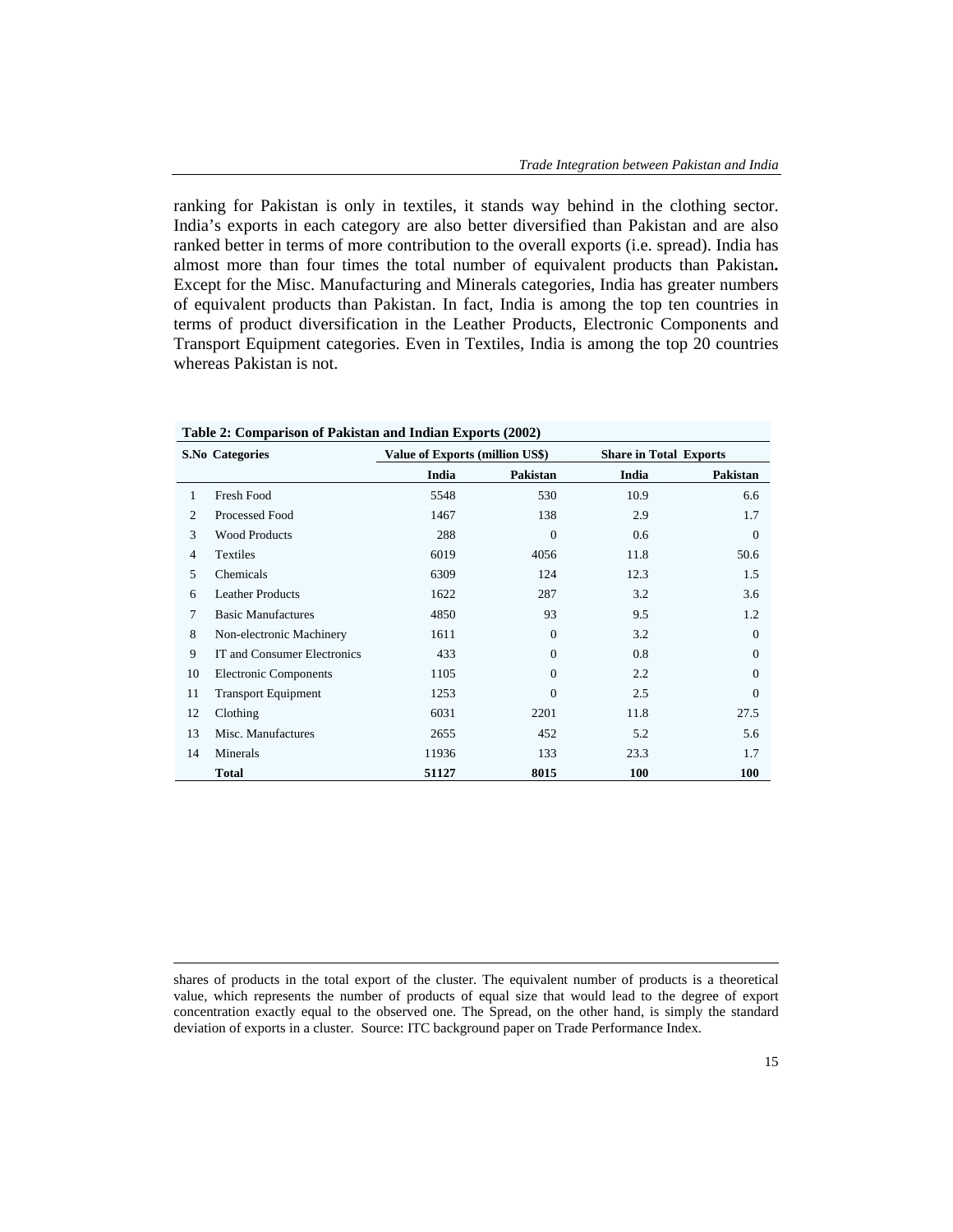ranking for Pakistan is only in textiles, it stands way behind in the clothing sector. India's exports in each category are also better diversified than Pakistan and are also ranked better in terms of more contribution to the overall exports (i.e. spread). India has almost more than four times the total number of equivalent products than Pakistan**.** Except for the Misc. Manufacturing and Minerals categories, India has greater numbers of equivalent products than Pakistan. In fact, India is among the top ten countries in terms of product diversification in the Leather Products, Electronic Components and Transport Equipment categories. Even in Textiles, India is among the top 20 countries whereas Pakistan is not.

**Table 2: Comparison of Pakistan and Indian Exports (2002)**

| S.No | Categories | Value of Exports (million US$) | | Share in Total Exports | |
|---|---|---|---|---|---|
| | | India | Pakistan | India | Pakistan |
| 1 | Fresh Food | 5548 | 530 | 10.9 | 6.6 |
| 2 | Processed Food | 1467 | 138 | 2.9 | 1.7 |
| 3 | Wood Products | 288 | 0 | 0.6 | 0 |
| 4 | Textiles | 6019 | 4056 | 11.8 | 50.6 |
| 5 | Chemicals | 6309 | 124 | 12.3 | 1.5 |
| 6 | Leather Products | 1622 | 287 | 3.2 | 3.6 |
| 7 | Basic Manufactures | 4850 | 93 | 9.5 | 1.2 |
| 8 | Non-electronic Machinery | 1611 | 0 | 3.2 | 0 |
| 9 | IT and Consumer Electronics | 433 | 0 | 0.8 | 0 |
| 10 | Electronic Components | 1105 | 0 | 2.2 | 0 |
| 11 | Transport Equipment | 1253 | 0 | 2.5 | 0 |
| 12 | Clothing | 6031 | 2201 | 11.8 | 27.5 |
| 13 | Misc. Manufactures | 2655 | 452 | 5.2 | 5.6 |
| 14 | Minerals | 11936 | 133 | 23.3 | 1.7 |
| | **Total** | **51127** | **8015** | **100** | **100** |

shares of products in the total export of the cluster. The equivalent number of products is a theoretical value, which represents the number of products of equal size that would lead to the degree of export concentration exactly equal to the observed one. The Spread, on the other hand, is simply the standard deviation of exports in a cluster. Source: ITC background paper on Trade Performance Index.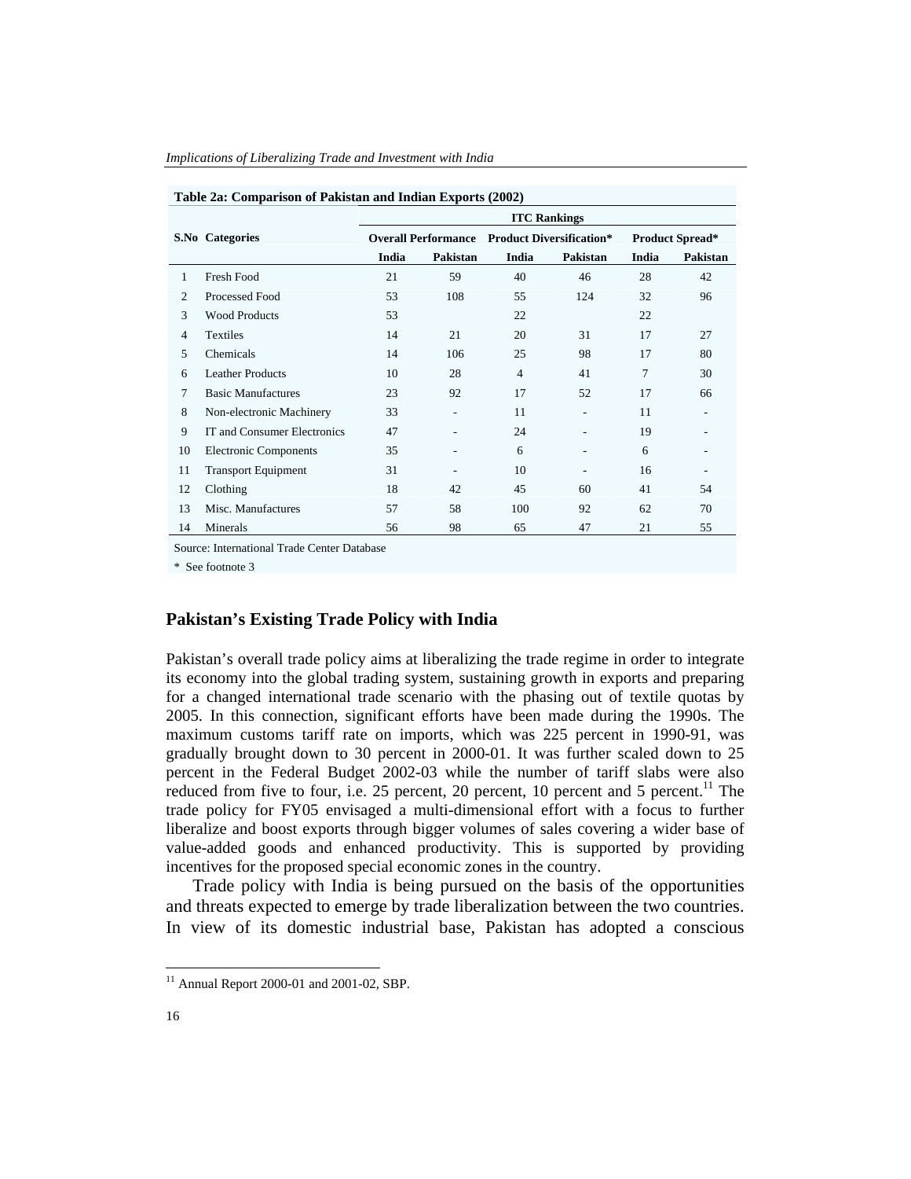**Table 2a: Comparison of Pakistan and Indian Exports (2002)**

| S.No | Categories | ITC Rankings | | | | | |
|---|---|---|---|---|---|---|---|
| | | Overall Performance | | Product Diversification* | | Product Spread* | |
| | | India | Pakistan | India | Pakistan | India | Pakistan |
| 1 | Fresh Food | 21 | 59 | 40 | 46 | 28 | 42 |
| 2 | Processed Food | 53 | 108 | 55 | 124 | 32 | 96 |
| 3 | Wood Products | 53 | | 22 | | 22 | |
| 4 | Textiles | 14 | 21 | 20 | 31 | 17 | 27 |
| 5 | Chemicals | 14 | 106 | 25 | 98 | 17 | 80 |
| 6 | Leather Products | 10 | 28 | 4 | 41 | 7 | 30 |
| 7 | Basic Manufactures | 23 | 92 | 17 | 52 | 17 | 66 |
| 8 | Non-electronic Machinery | 33 | - | 11 | - | 11 | - |
| 9 | IT and Consumer Electronics | 47 | - | 24 | - | 19 | - |
| 10 | Electronic Components | 35 | - | 6 | - | 6 | - |
| 11 | Transport Equipment | 31 | - | 10 | - | 16 | - |
| 12 | Clothing | 18 | 42 | 45 | 60 | 41 | 54 |
| 13 | Misc. Manufactures | 57 | 58 | 100 | 92 | 62 | 70 |
| 14 | Minerals | 56 | 98 | 65 | 47 | 21 | 55 |

Source: International Trade Center Database

\* See footnote 3

## Pakistan's Existing Trade Policy with India

Pakistan's overall trade policy aims at liberalizing the trade regime in order to integrate its economy into the global trading system, sustaining growth in exports and preparing for a changed international trade scenario with the phasing out of textile quotas by 2005. In this connection, significant efforts have been made during the 1990s. The maximum customs tariff rate on imports, which was 225 percent in 1990-91, was gradually brought down to 30 percent in 2000-01. It was further scaled down to 25 percent in the Federal Budget 2002-03 while the number of tariff slabs were also reduced from five to four, i.e. 25 percent, 20 percent, 10 percent and 5 percent.[11] The trade policy for FY05 envisaged a multi-dimensional effort with a focus to further liberalize and boost exports through bigger volumes of sales covering a wider base of value-added goods and enhanced productivity. This is supported by providing incentives for the proposed special economic zones in the country.

Trade policy with India is being pursued on the basis of the opportunities and threats expected to emerge by trade liberalization between the two countries. In view of its domestic industrial base, Pakistan has adopted a conscious

[11] Annual Report 2000-01 and 2001-02, SBP.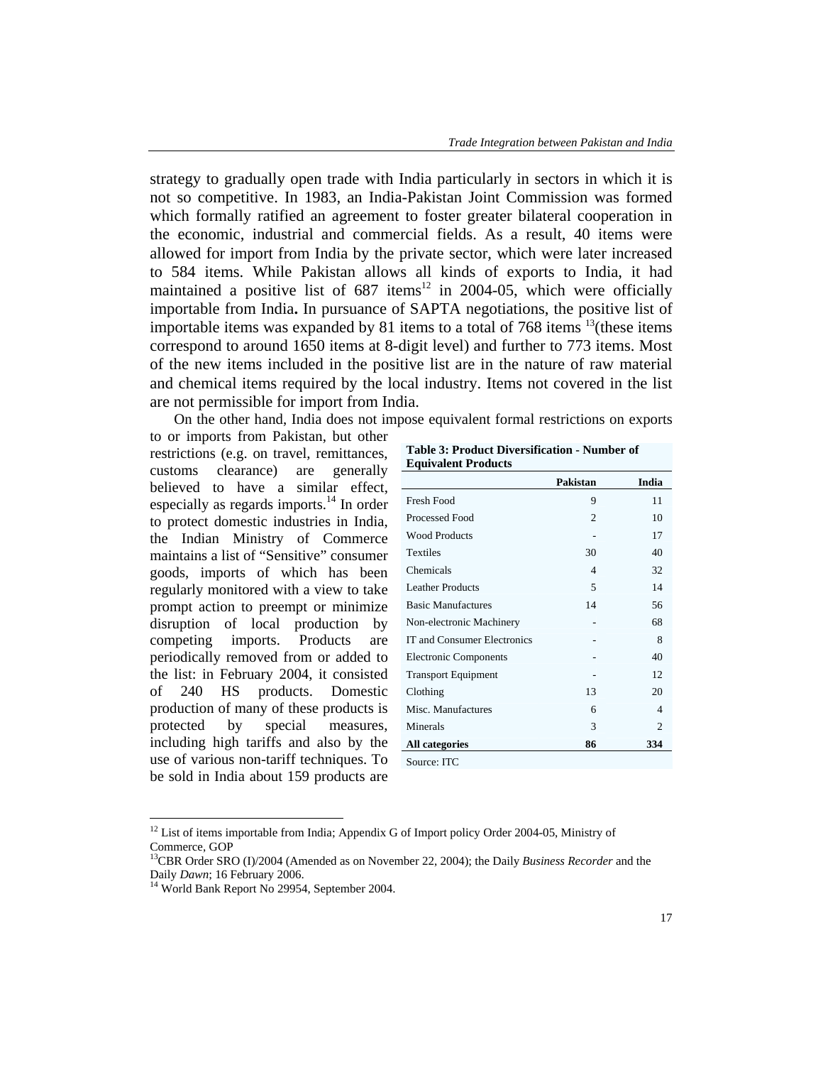strategy to gradually open trade with India particularly in sectors in which it is not so competitive. In 1983, an India-Pakistan Joint Commission was formed which formally ratified an agreement to foster greater bilateral cooperation in the economic, industrial and commercial fields. As a result, 40 items were allowed for import from India by the private sector, which were later increased to 584 items. While Pakistan allows all kinds of exports to India, it had maintained a positive list of 687 items[12] in 2004-05, which were officially importable from India**.** In pursuance of SAPTA negotiations, the positive list of importable items was expanded by 81 items to a total of 768 items [13](these items correspond to around 1650 items at 8-digit level) and further to 773 items. Most of the new items included in the positive list are in the nature of raw material and chemical items required by the local industry. Items not covered in the list are not permissible for import from India.

On the other hand, India does not impose equivalent formal restrictions on exports to or imports from Pakistan, but other restrictions (e.g. on travel, remittances, customs clearance) are generally believed to have a similar effect, especially as regards imports.[14] In order to protect domestic industries in India, the Indian Ministry of Commerce maintains a list of "Sensitive" consumer goods, imports of which has been regularly monitored with a view to take prompt action to preempt or minimize disruption of local production by competing imports. Products are periodically removed from or added to the list: in February 2004, it consisted of 240 HS products. Domestic production of many of these products is protected by special measures, including high tariffs and also by the use of various non-tariff techniques. To be sold in India about 159 products are

**Table 3: Product Diversification - Number of Equivalent Products**

| | Pakistan | India |
|---|---|---|
| Fresh Food | 9 | 11 |
| Processed Food | 2 | 10 |
| Wood Products | - | 17 |
| Textiles | 30 | 40 |
| Chemicals | 4 | 32 |
| Leather Products | 5 | 14 |
| Basic Manufactures | 14 | 56 |
| Non-electronic Machinery | - | 68 |
| IT and Consumer Electronics | - | 8 |
| Electronic Components | - | 40 |
| Transport Equipment | - | 12 |
| Clothing | 13 | 20 |
| Misc. Manufactures | 6 | 4 |
| Minerals | 3 | 2 |
| **All categories** | **86** | **334** |

Source: ITC

[12] List of items importable from India; Appendix G of Import policy Order 2004-05, Ministry of Commerce, GOP

[13] CBR Order SRO (I)/2004 (Amended as on November 22, 2004); the Daily *Business Recorder* and the Daily *Dawn*; 16 February 2006.

[14] World Bank Report No 29954, September 2004.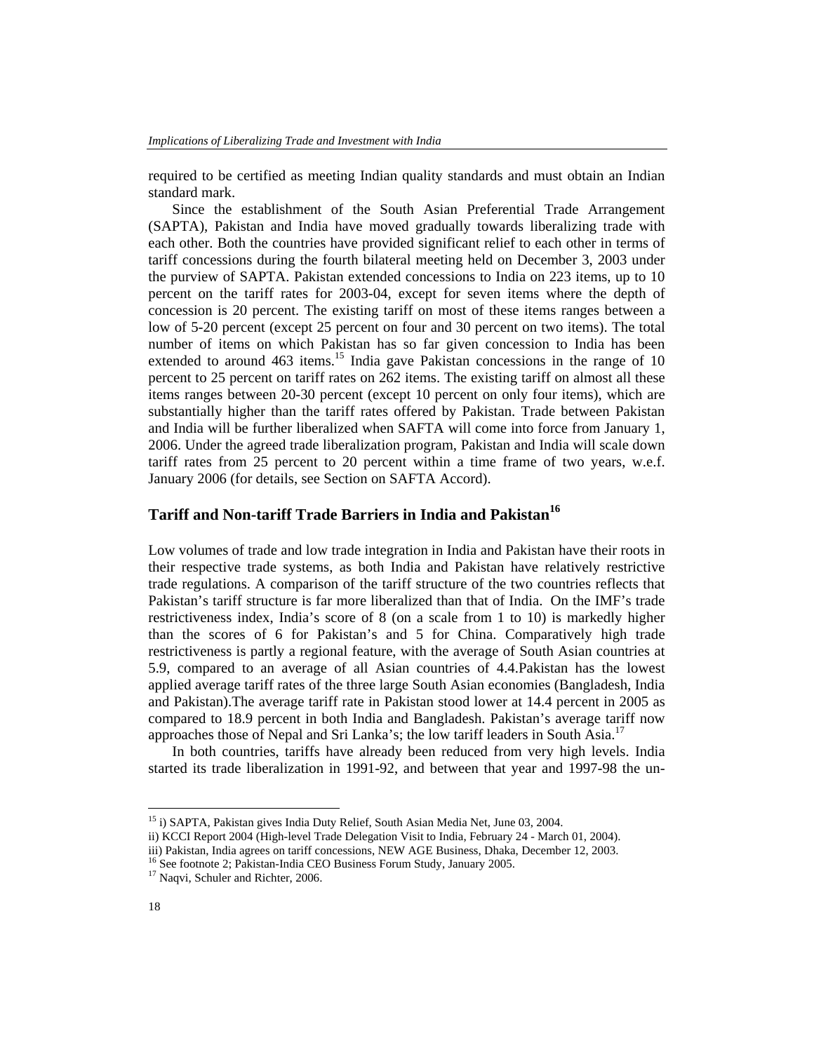required to be certified as meeting Indian quality standards and must obtain an Indian standard mark.

Since the establishment of the South Asian Preferential Trade Arrangement (SAPTA), Pakistan and India have moved gradually towards liberalizing trade with each other. Both the countries have provided significant relief to each other in terms of tariff concessions during the fourth bilateral meeting held on December 3, 2003 under the purview of SAPTA. Pakistan extended concessions to India on 223 items, up to 10 percent on the tariff rates for 2003-04, except for seven items where the depth of concession is 20 percent. The existing tariff on most of these items ranges between a low of 5-20 percent (except 25 percent on four and 30 percent on two items). The total number of items on which Pakistan has so far given concession to India has been extended to around 463 items.[15] India gave Pakistan concessions in the range of 10 percent to 25 percent on tariff rates on 262 items. The existing tariff on almost all these items ranges between 20-30 percent (except 10 percent on only four items), which are substantially higher than the tariff rates offered by Pakistan. Trade between Pakistan and India will be further liberalized when SAFTA will come into force from January 1, 2006. Under the agreed trade liberalization program, Pakistan and India will scale down tariff rates from 25 percent to 20 percent within a time frame of two years, w.e.f. January 2006 (for details, see Section on SAFTA Accord).

## Tariff and Non-tariff Trade Barriers in India and Pakistan[16]

Low volumes of trade and low trade integration in India and Pakistan have their roots in their respective trade systems, as both India and Pakistan have relatively restrictive trade regulations. A comparison of the tariff structure of the two countries reflects that Pakistan's tariff structure is far more liberalized than that of India. On the IMF's trade restrictiveness index, India's score of 8 (on a scale from 1 to 10) is markedly higher than the scores of 6 for Pakistan's and 5 for China. Comparatively high trade restrictiveness is partly a regional feature, with the average of South Asian countries at 5.9, compared to an average of all Asian countries of 4.4.Pakistan has the lowest applied average tariff rates of the three large South Asian economies (Bangladesh, India and Pakistan).The average tariff rate in Pakistan stood lower at 14.4 percent in 2005 as compared to 18.9 percent in both India and Bangladesh. Pakistan's average tariff now approaches those of Nepal and Sri Lanka's; the low tariff leaders in South Asia.[17]

In both countries, tariffs have already been reduced from very high levels. India started its trade liberalization in 1991-92, and between that year and 1997-98 the un-

---

[15] i) SAPTA, Pakistan gives India Duty Relief, South Asian Media Net, June 03, 2004.
ii) KCCI Report 2004 (High-level Trade Delegation Visit to India, February 24 - March 01, 2004).
iii) Pakistan, India agrees on tariff concessions, NEW AGE Business, Dhaka, December 12, 2003.

[16] See footnote 2; Pakistan-India CEO Business Forum Study, January 2005.

[17] Naqvi, Schuler and Richter, 2006.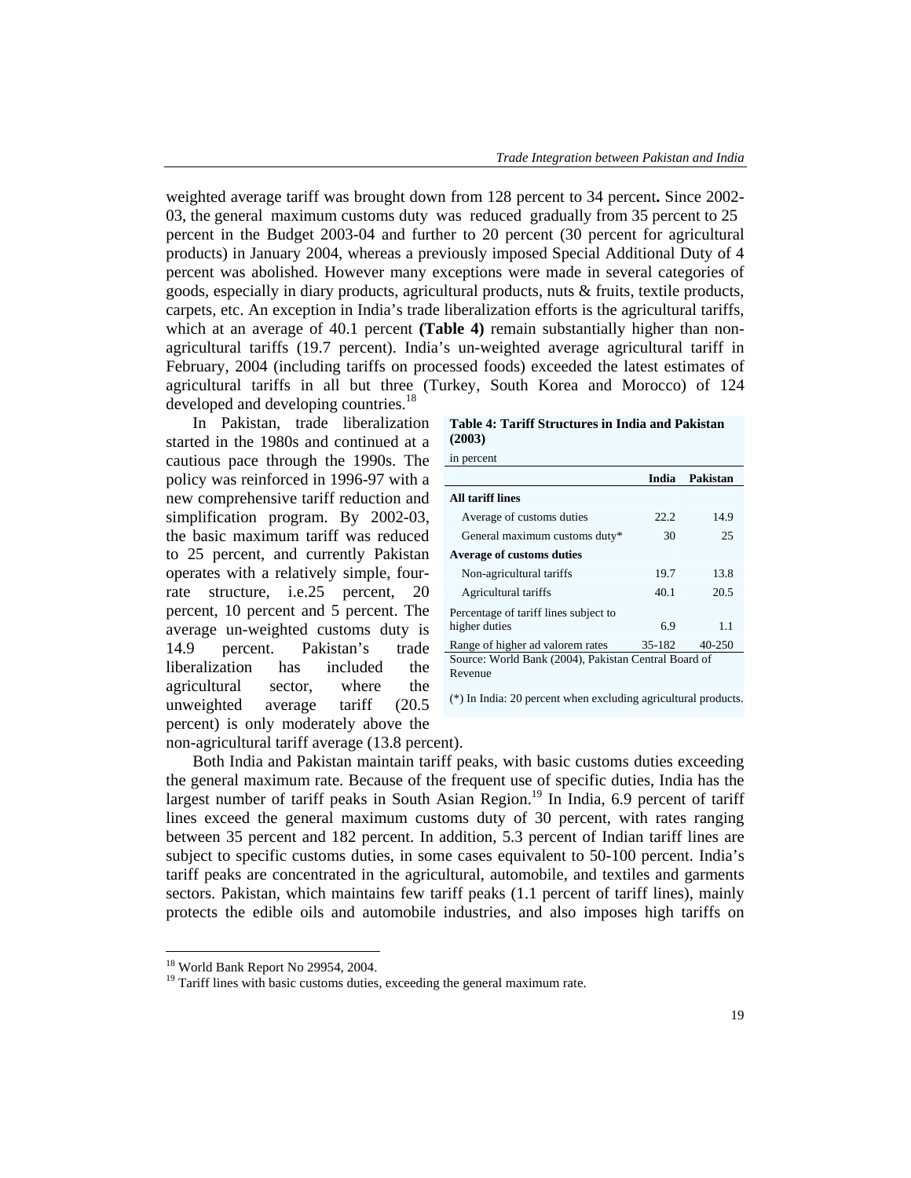weighted average tariff was brought down from 128 percent to 34 percent**.** Since 2002-03, the general maximum customs duty was reduced gradually from 35 percent to 25 percent in the Budget 2003-04 and further to 20 percent (30 percent for agricultural products) in January 2004, whereas a previously imposed Special Additional Duty of 4 percent was abolished. However many exceptions were made in several categories of goods, especially in diary products, agricultural products, nuts & fruits, textile products, carpets, etc. An exception in India's trade liberalization efforts is the agricultural tariffs, which at an average of 40.1 percent **(Table 4)** remain substantially higher than non-agricultural tariffs (19.7 percent). India's un-weighted average agricultural tariff in February, 2004 (including tariffs on processed foods) exceeded the latest estimates of agricultural tariffs in all but three (Turkey, South Korea and Morocco) of 124 developed and developing countries.[18]

In Pakistan, trade liberalization started in the 1980s and continued at a cautious pace through the 1990s. The policy was reinforced in 1996-97 with a new comprehensive tariff reduction and simplification program. By 2002-03, the basic maximum tariff was reduced to 25 percent, and currently Pakistan operates with a relatively simple, four-rate structure, i.e.25 percent, 20 percent, 10 percent and 5 percent. The average un-weighted customs duty is 14.9 percent. Pakistan's trade liberalization has included the agricultural sector, where the unweighted average tariff (20.5 percent) is only moderately above the non-agricultural tariff average (13.8 percent).

**Table 4: Tariff Structures in India and Pakistan (2003)**

in percent

| | India | Pakistan |
|---|---|---|
| **All tariff lines** | | |
| Average of customs duties | 22.2 | 14.9 |
| General maximum customs duty* | 30 | 25 |
| **Average of customs duties** | | |
| Non-agricultural tariffs | 19.7 | 13.8 |
| Agricultural tariffs | 40.1 | 20.5 |
| Percentage of tariff lines subject to higher duties | 6.9 | 1.1 |
| Range of higher ad valorem rates | 35-182 | 40-250 |

Source: World Bank (2004), Pakistan Central Board of Revenue

(*) In India: 20 percent when excluding agricultural products.

Both India and Pakistan maintain tariff peaks, with basic customs duties exceeding the general maximum rate. Because of the frequent use of specific duties, India has the largest number of tariff peaks in South Asian Region.[19] In India, 6.9 percent of tariff lines exceed the general maximum customs duty of 30 percent, with rates ranging between 35 percent and 182 percent. In addition, 5.3 percent of Indian tariff lines are subject to specific customs duties, in some cases equivalent to 50-100 percent. India's tariff peaks are concentrated in the agricultural, automobile, and textiles and garments sectors. Pakistan, which maintains few tariff peaks (1.1 percent of tariff lines), mainly protects the edible oils and automobile industries, and also imposes high tariffs on

[18] World Bank Report No 29954, 2004.

[19] Tariff lines with basic customs duties, exceeding the general maximum rate.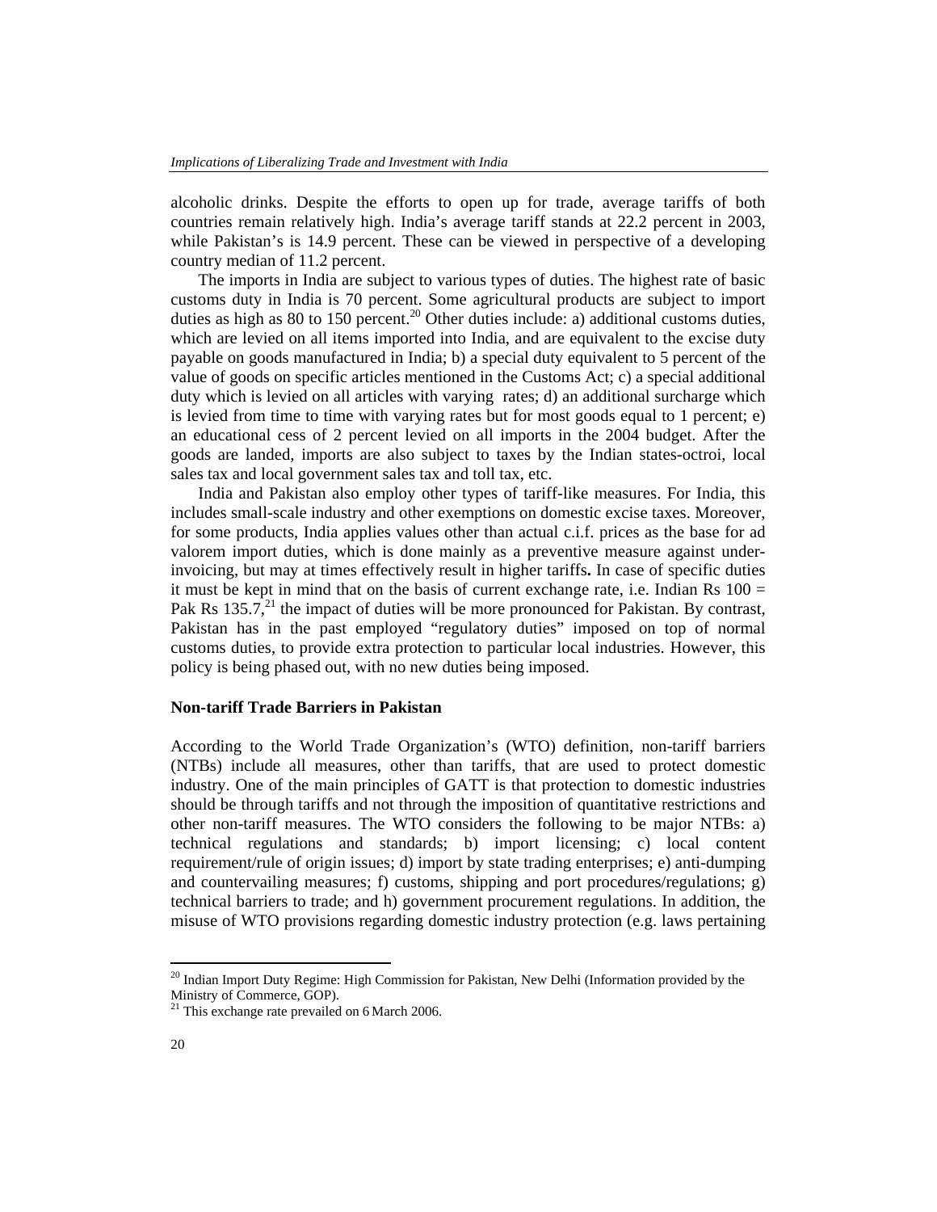alcoholic drinks. Despite the efforts to open up for trade, average tariffs of both countries remain relatively high. India's average tariff stands at 22.2 percent in 2003, while Pakistan's is 14.9 percent. These can be viewed in perspective of a developing country median of 11.2 percent.

The imports in India are subject to various types of duties. The highest rate of basic customs duty in India is 70 percent. Some agricultural products are subject to import duties as high as 80 to 150 percent.[20] Other duties include: a) additional customs duties, which are levied on all items imported into India, and are equivalent to the excise duty payable on goods manufactured in India; b) a special duty equivalent to 5 percent of the value of goods on specific articles mentioned in the Customs Act; c) a special additional duty which is levied on all articles with varying rates; d) an additional surcharge which is levied from time to time with varying rates but for most goods equal to 1 percent; e) an educational cess of 2 percent levied on all imports in the 2004 budget. After the goods are landed, imports are also subject to taxes by the Indian states-octroi, local sales tax and local government sales tax and toll tax, etc.

India and Pakistan also employ other types of tariff-like measures. For India, this includes small-scale industry and other exemptions on domestic excise taxes. Moreover, for some products, India applies values other than actual c.i.f. prices as the base for ad valorem import duties, which is done mainly as a preventive measure against under-invoicing, but may at times effectively result in higher tariffs**.** In case of specific duties it must be kept in mind that on the basis of current exchange rate, i.e. Indian Rs 100 = Pak Rs 135.7,[21] the impact of duties will be more pronounced for Pakistan. By contrast, Pakistan has in the past employed "regulatory duties" imposed on top of normal customs duties, to provide extra protection to particular local industries. However, this policy is being phased out, with no new duties being imposed.

### Non-tariff Trade Barriers in Pakistan

According to the World Trade Organization's (WTO) definition, non-tariff barriers (NTBs) include all measures, other than tariffs, that are used to protect domestic industry. One of the main principles of GATT is that protection to domestic industries should be through tariffs and not through the imposition of quantitative restrictions and other non-tariff measures. The WTO considers the following to be major NTBs: a) technical regulations and standards; b) import licensing; c) local content requirement/rule of origin issues; d) import by state trading enterprises; e) anti-dumping and countervailing measures; f) customs, shipping and port procedures/regulations; g) technical barriers to trade; and h) government procurement regulations. In addition, the misuse of WTO provisions regarding domestic industry protection (e.g. laws pertaining

---

[20] Indian Import Duty Regime: High Commission for Pakistan, New Delhi (Information provided by the Ministry of Commerce, GOP).

[21] This exchange rate prevailed on 6 March 2006.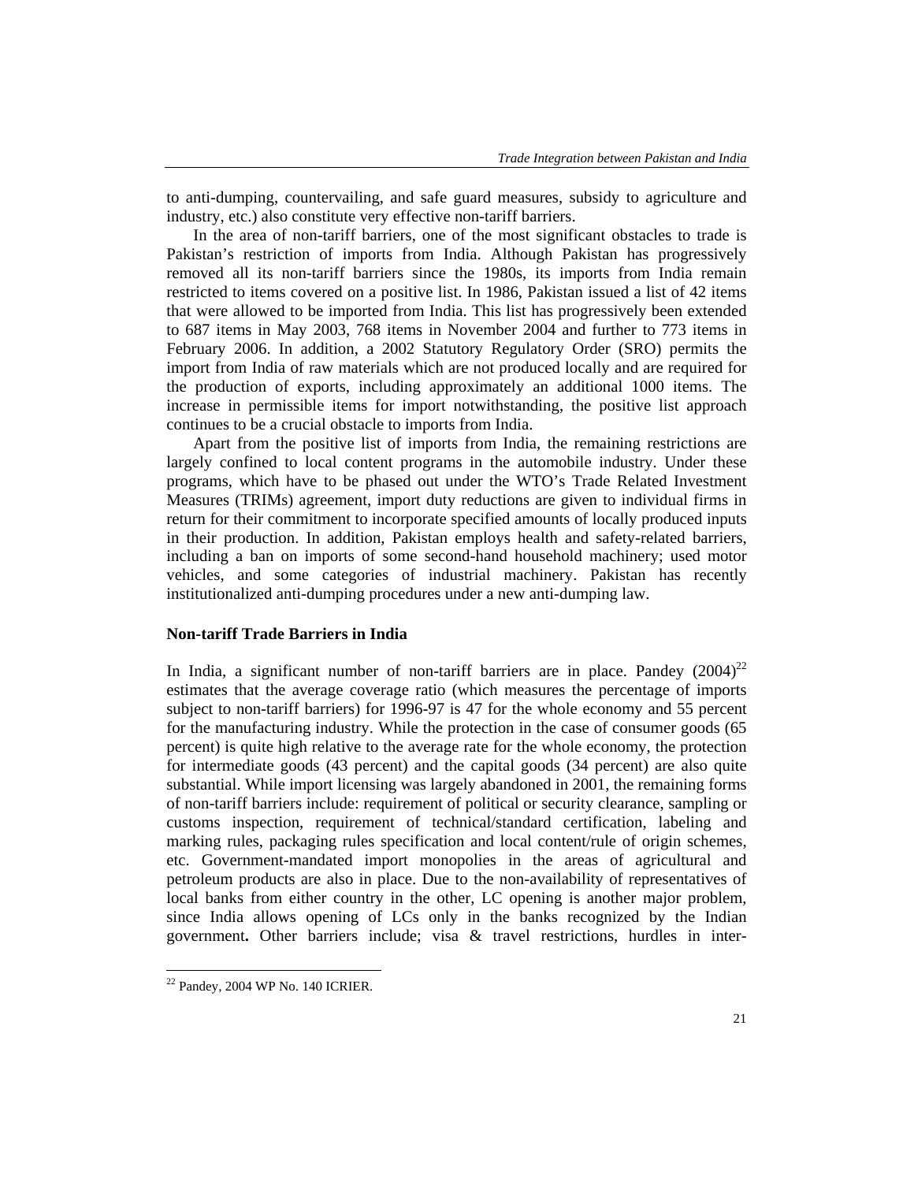to anti-dumping, countervailing, and safe guard measures, subsidy to agriculture and industry, etc.) also constitute very effective non-tariff barriers.

In the area of non-tariff barriers, one of the most significant obstacles to trade is Pakistan's restriction of imports from India. Although Pakistan has progressively removed all its non-tariff barriers since the 1980s, its imports from India remain restricted to items covered on a positive list. In 1986, Pakistan issued a list of 42 items that were allowed to be imported from India. This list has progressively been extended to 687 items in May 2003, 768 items in November 2004 and further to 773 items in February 2006. In addition, a 2002 Statutory Regulatory Order (SRO) permits the import from India of raw materials which are not produced locally and are required for the production of exports, including approximately an additional 1000 items. The increase in permissible items for import notwithstanding, the positive list approach continues to be a crucial obstacle to imports from India.

Apart from the positive list of imports from India, the remaining restrictions are largely confined to local content programs in the automobile industry. Under these programs, which have to be phased out under the WTO's Trade Related Investment Measures (TRIMs) agreement, import duty reductions are given to individual firms in return for their commitment to incorporate specified amounts of locally produced inputs in their production. In addition, Pakistan employs health and safety-related barriers, including a ban on imports of some second-hand household machinery; used motor vehicles, and some categories of industrial machinery. Pakistan has recently institutionalized anti-dumping procedures under a new anti-dumping law.

### Non-tariff Trade Barriers in India

In India, a significant number of non-tariff barriers are in place. Pandey (2004)[22] estimates that the average coverage ratio (which measures the percentage of imports subject to non-tariff barriers) for 1996-97 is 47 for the whole economy and 55 percent for the manufacturing industry. While the protection in the case of consumer goods (65 percent) is quite high relative to the average rate for the whole economy, the protection for intermediate goods (43 percent) and the capital goods (34 percent) are also quite substantial. While import licensing was largely abandoned in 2001, the remaining forms of non-tariff barriers include: requirement of political or security clearance, sampling or customs inspection, requirement of technical/standard certification, labeling and marking rules, packaging rules specification and local content/rule of origin schemes, etc. Government-mandated import monopolies in the areas of agricultural and petroleum products are also in place. Due to the non-availability of representatives of local banks from either country in the other, LC opening is another major problem, since India allows opening of LCs only in the banks recognized by the Indian government**.** Other barriers include; visa & travel restrictions, hurdles in inter-

---

[22] Pandey, 2004 WP No. 140 ICRIER.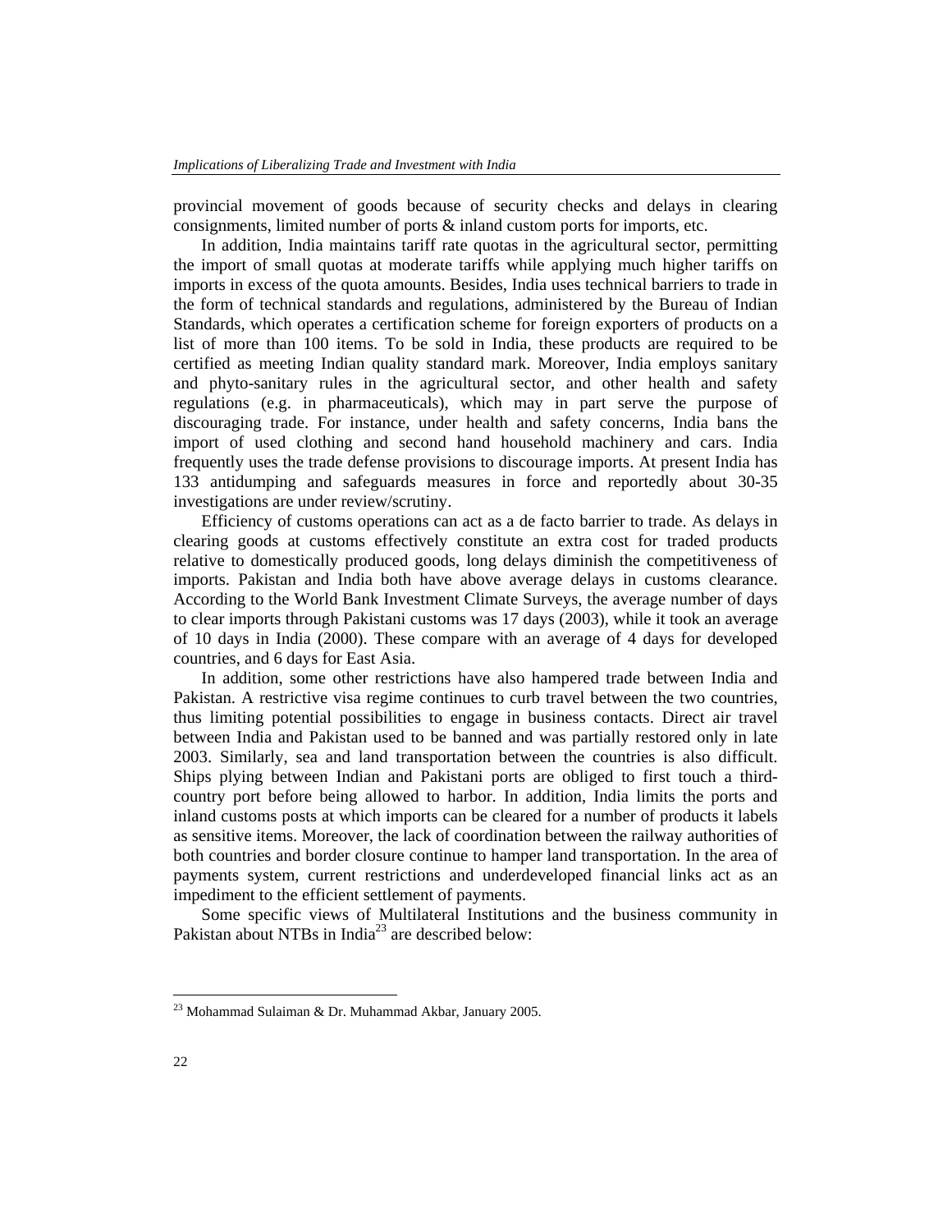provincial movement of goods because of security checks and delays in clearing consignments, limited number of ports & inland custom ports for imports, etc.

In addition, India maintains tariff rate quotas in the agricultural sector, permitting the import of small quotas at moderate tariffs while applying much higher tariffs on imports in excess of the quota amounts. Besides, India uses technical barriers to trade in the form of technical standards and regulations, administered by the Bureau of Indian Standards, which operates a certification scheme for foreign exporters of products on a list of more than 100 items. To be sold in India, these products are required to be certified as meeting Indian quality standard mark. Moreover, India employs sanitary and phyto-sanitary rules in the agricultural sector, and other health and safety regulations (e.g. in pharmaceuticals), which may in part serve the purpose of discouraging trade. For instance, under health and safety concerns, India bans the import of used clothing and second hand household machinery and cars. India frequently uses the trade defense provisions to discourage imports. At present India has 133 antidumping and safeguards measures in force and reportedly about 30-35 investigations are under review/scrutiny.

Efficiency of customs operations can act as a de facto barrier to trade. As delays in clearing goods at customs effectively constitute an extra cost for traded products relative to domestically produced goods, long delays diminish the competitiveness of imports. Pakistan and India both have above average delays in customs clearance. According to the World Bank Investment Climate Surveys, the average number of days to clear imports through Pakistani customs was 17 days (2003), while it took an average of 10 days in India (2000). These compare with an average of 4 days for developed countries, and 6 days for East Asia.

In addition, some other restrictions have also hampered trade between India and Pakistan. A restrictive visa regime continues to curb travel between the two countries, thus limiting potential possibilities to engage in business contacts. Direct air travel between India and Pakistan used to be banned and was partially restored only in late 2003. Similarly, sea and land transportation between the countries is also difficult. Ships plying between Indian and Pakistani ports are obliged to first touch a third-country port before being allowed to harbor. In addition, India limits the ports and inland customs posts at which imports can be cleared for a number of products it labels as sensitive items. Moreover, the lack of coordination between the railway authorities of both countries and border closure continue to hamper land transportation. In the area of payments system, current restrictions and underdeveloped financial links act as an impediment to the efficient settlement of payments.

Some specific views of Multilateral Institutions and the business community in Pakistan about NTBs in India[23] are described below:

[23] Mohammad Sulaiman & Dr. Muhammad Akbar, January 2005.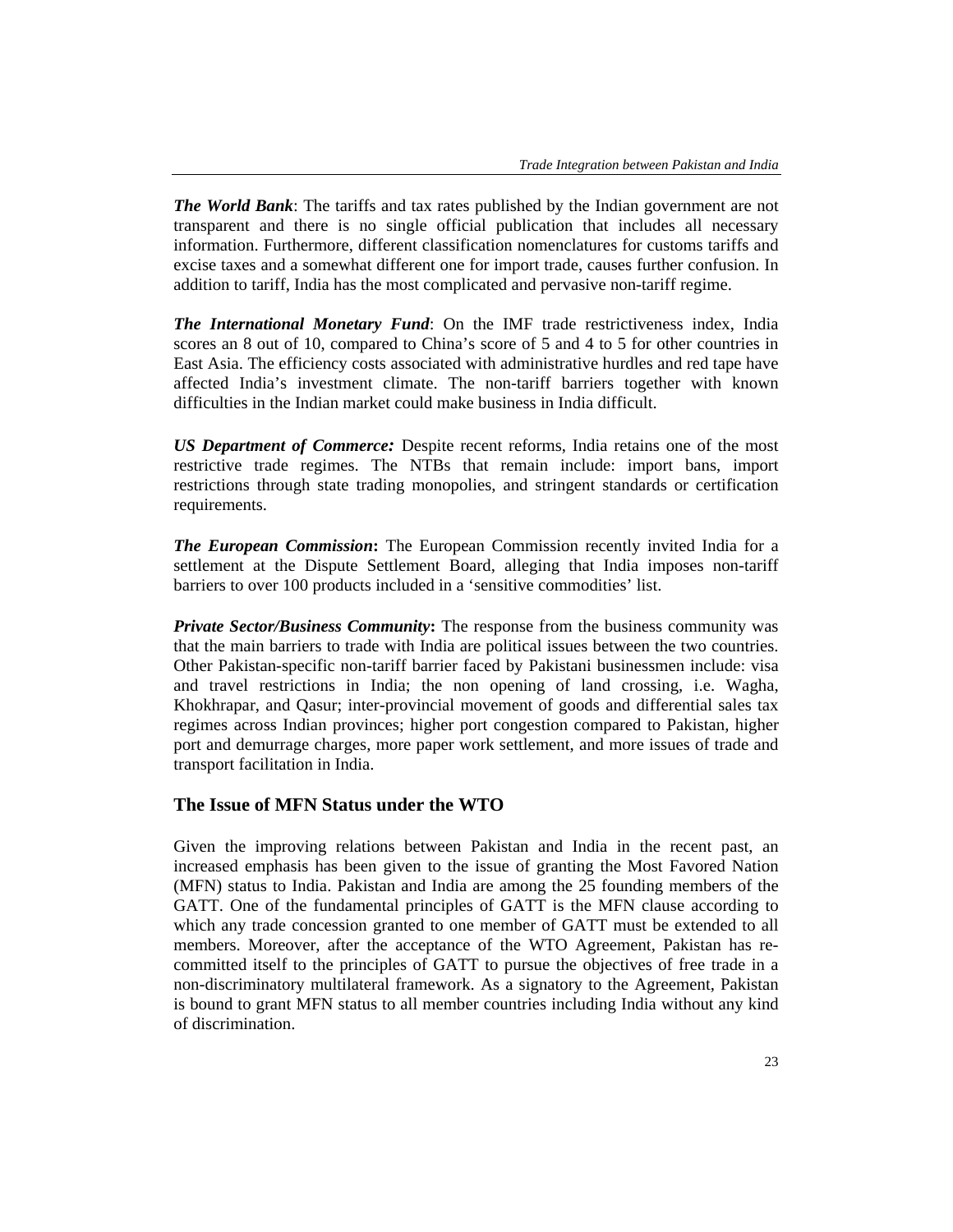***The World Bank***: The tariffs and tax rates published by the Indian government are not transparent and there is no single official publication that includes all necessary information. Furthermore, different classification nomenclatures for customs tariffs and excise taxes and a somewhat different one for import trade, causes further confusion. In addition to tariff, India has the most complicated and pervasive non-tariff regime.

***The International Monetary Fund***: On the IMF trade restrictiveness index, India scores an 8 out of 10, compared to China's score of 5 and 4 to 5 for other countries in East Asia. The efficiency costs associated with administrative hurdles and red tape have affected India's investment climate. The non-tariff barriers together with known difficulties in the Indian market could make business in India difficult.

***US Department of Commerce:*** Despite recent reforms, India retains one of the most restrictive trade regimes. The NTBs that remain include: import bans, import restrictions through state trading monopolies, and stringent standards or certification requirements.

***The European Commission*:** The European Commission recently invited India for a settlement at the Dispute Settlement Board, alleging that India imposes non-tariff barriers to over 100 products included in a 'sensitive commodities' list.

***Private Sector/Business Community*:** The response from the business community was that the main barriers to trade with India are political issues between the two countries. Other Pakistan-specific non-tariff barrier faced by Pakistani businessmen include: visa and travel restrictions in India; the non opening of land crossing, i.e. Wagha, Khokhrapar, and Qasur; inter-provincial movement of goods and differential sales tax regimes across Indian provinces; higher port congestion compared to Pakistan, higher port and demurrage charges, more paper work settlement, and more issues of trade and transport facilitation in India.

## The Issue of MFN Status under the WTO

Given the improving relations between Pakistan and India in the recent past, an increased emphasis has been given to the issue of granting the Most Favored Nation (MFN) status to India. Pakistan and India are among the 25 founding members of the GATT. One of the fundamental principles of GATT is the MFN clause according to which any trade concession granted to one member of GATT must be extended to all members. Moreover, after the acceptance of the WTO Agreement, Pakistan has re-committed itself to the principles of GATT to pursue the objectives of free trade in a non-discriminatory multilateral framework. As a signatory to the Agreement, Pakistan is bound to grant MFN status to all member countries including India without any kind of discrimination.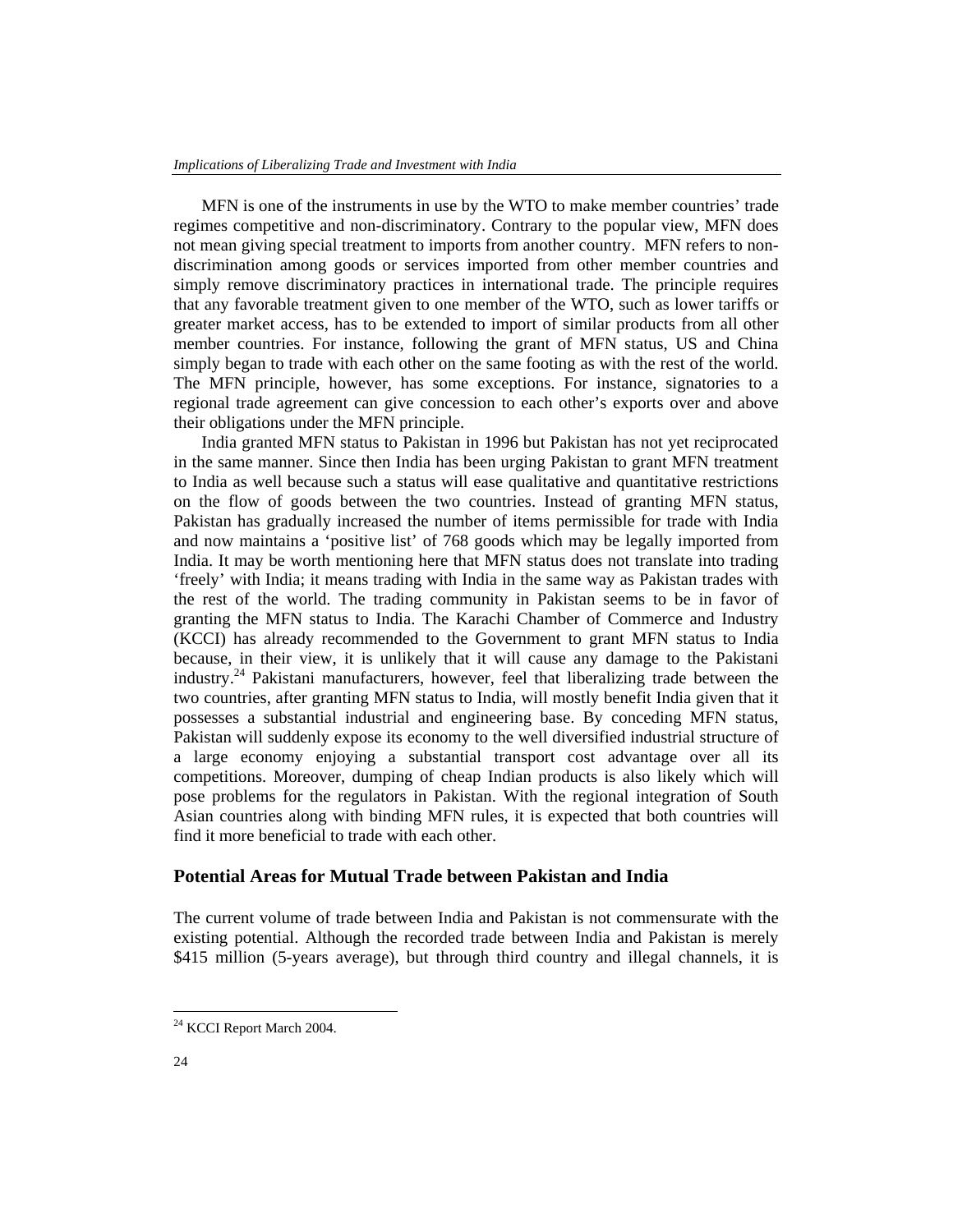MFN is one of the instruments in use by the WTO to make member countries' trade regimes competitive and non-discriminatory. Contrary to the popular view, MFN does not mean giving special treatment to imports from another country. MFN refers to non-discrimination among goods or services imported from other member countries and simply remove discriminatory practices in international trade. The principle requires that any favorable treatment given to one member of the WTO, such as lower tariffs or greater market access, has to be extended to import of similar products from all other member countries. For instance, following the grant of MFN status, US and China simply began to trade with each other on the same footing as with the rest of the world. The MFN principle, however, has some exceptions. For instance, signatories to a regional trade agreement can give concession to each other's exports over and above their obligations under the MFN principle.

India granted MFN status to Pakistan in 1996 but Pakistan has not yet reciprocated in the same manner. Since then India has been urging Pakistan to grant MFN treatment to India as well because such a status will ease qualitative and quantitative restrictions on the flow of goods between the two countries. Instead of granting MFN status, Pakistan has gradually increased the number of items permissible for trade with India and now maintains a 'positive list' of 768 goods which may be legally imported from India. It may be worth mentioning here that MFN status does not translate into trading 'freely' with India; it means trading with India in the same way as Pakistan trades with the rest of the world. The trading community in Pakistan seems to be in favor of granting the MFN status to India. The Karachi Chamber of Commerce and Industry (KCCI) has already recommended to the Government to grant MFN status to India because, in their view, it is unlikely that it will cause any damage to the Pakistani industry.[24] Pakistani manufacturers, however, feel that liberalizing trade between the two countries, after granting MFN status to India, will mostly benefit India given that it possesses a substantial industrial and engineering base. By conceding MFN status, Pakistan will suddenly expose its economy to the well diversified industrial structure of a large economy enjoying a substantial transport cost advantage over all its competitions. Moreover, dumping of cheap Indian products is also likely which will pose problems for the regulators in Pakistan. With the regional integration of South Asian countries along with binding MFN rules, it is expected that both countries will find it more beneficial to trade with each other.

## Potential Areas for Mutual Trade between Pakistan and India

The current volume of trade between India and Pakistan is not commensurate with the existing potential. Although the recorded trade between India and Pakistan is merely \$415 million (5-years average), but through third country and illegal channels, it is

---

[24] KCCI Report March 2004.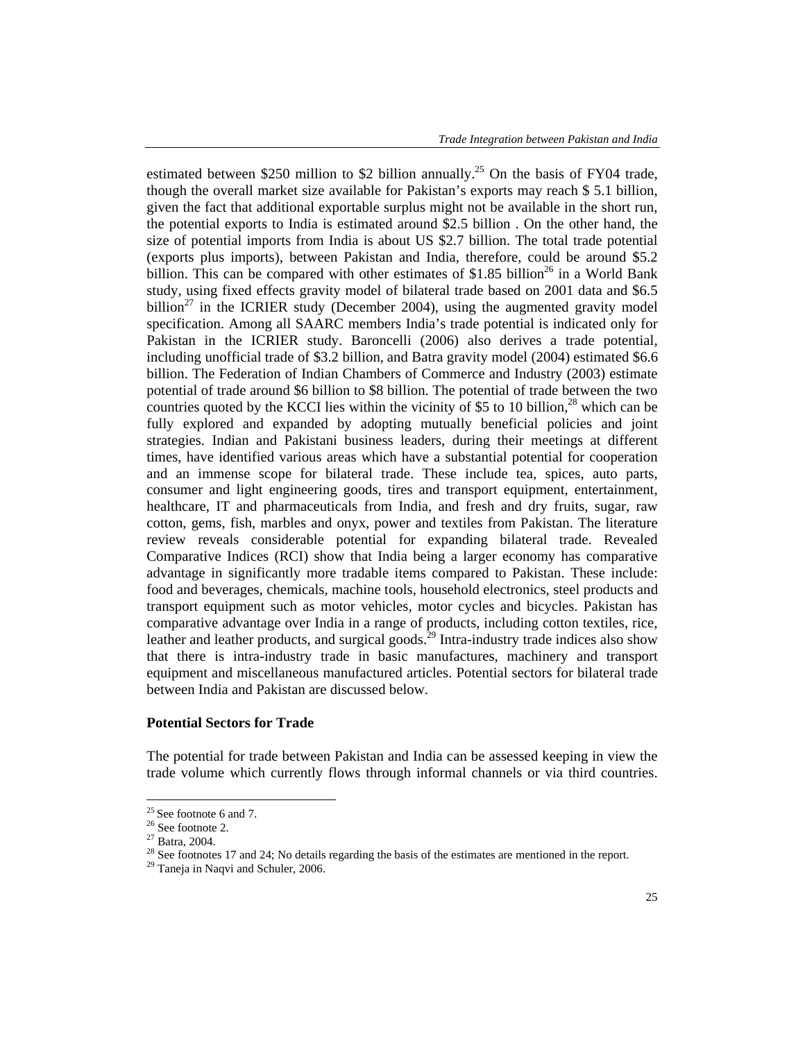estimated between $250 million to $2 billion annually.[25] On the basis of FY04 trade, though the overall market size available for Pakistan's exports may reach $ 5.1 billion, given the fact that additional exportable surplus might not be available in the short run, the potential exports to India is estimated around $2.5 billion . On the other hand, the size of potential imports from India is about US $2.7 billion. The total trade potential (exports plus imports), between Pakistan and India, therefore, could be around $5.2 billion. This can be compared with other estimates of $1.85 billion[26] in a World Bank study, using fixed effects gravity model of bilateral trade based on 2001 data and $6.5 billion[27] in the ICRIER study (December 2004), using the augmented gravity model specification. Among all SAARC members India's trade potential is indicated only for Pakistan in the ICRIER study. Baroncelli (2006) also derives a trade potential, including unofficial trade of $3.2 billion, and Batra gravity model (2004) estimated $6.6 billion. The Federation of Indian Chambers of Commerce and Industry (2003) estimate potential of trade around $6 billion to $8 billion. The potential of trade between the two countries quoted by the KCCI lies within the vicinity of $5 to 10 billion,[28] which can be fully explored and expanded by adopting mutually beneficial policies and joint strategies. Indian and Pakistani business leaders, during their meetings at different times, have identified various areas which have a substantial potential for cooperation and an immense scope for bilateral trade. These include tea, spices, auto parts, consumer and light engineering goods, tires and transport equipment, entertainment, healthcare, IT and pharmaceuticals from India, and fresh and dry fruits, sugar, raw cotton, gems, fish, marbles and onyx, power and textiles from Pakistan. The literature review reveals considerable potential for expanding bilateral trade. Revealed Comparative Indices (RCI) show that India being a larger economy has comparative advantage in significantly more tradable items compared to Pakistan. These include: food and beverages, chemicals, machine tools, household electronics, steel products and transport equipment such as motor vehicles, motor cycles and bicycles. Pakistan has comparative advantage over India in a range of products, including cotton textiles, rice, leather and leather products, and surgical goods.[29] Intra-industry trade indices also show that there is intra-industry trade in basic manufactures, machinery and transport equipment and miscellaneous manufactured articles. Potential sectors for bilateral trade between India and Pakistan are discussed below.

**Potential Sectors for Trade**

The potential for trade between Pakistan and India can be assessed keeping in view the trade volume which currently flows through informal channels or via third countries.

[25] See footnote 6 and 7.

[26] See footnote 2.

[27] Batra, 2004.

[28] See footnotes 17 and 24; No details regarding the basis of the estimates are mentioned in the report.

[29] Taneja in Naqvi and Schuler, 2006.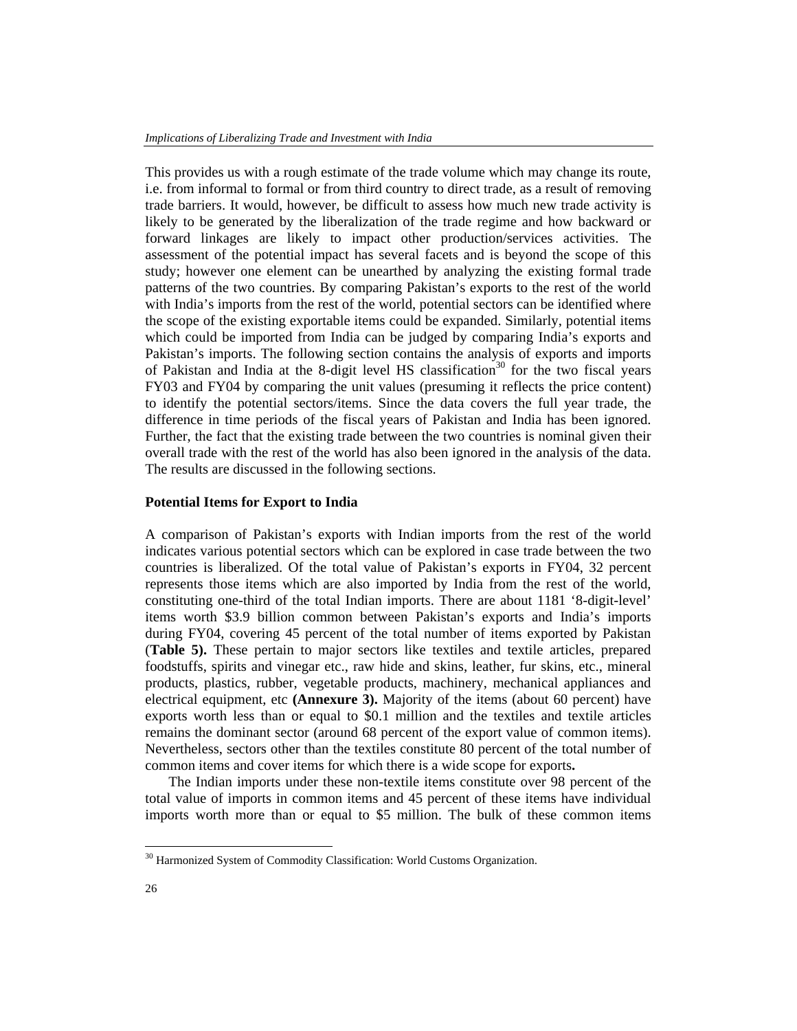This provides us with a rough estimate of the trade volume which may change its route, i.e. from informal to formal or from third country to direct trade, as a result of removing trade barriers. It would, however, be difficult to assess how much new trade activity is likely to be generated by the liberalization of the trade regime and how backward or forward linkages are likely to impact other production/services activities. The assessment of the potential impact has several facets and is beyond the scope of this study; however one element can be unearthed by analyzing the existing formal trade patterns of the two countries. By comparing Pakistan's exports to the rest of the world with India's imports from the rest of the world, potential sectors can be identified where the scope of the existing exportable items could be expanded. Similarly, potential items which could be imported from India can be judged by comparing India's exports and Pakistan's imports. The following section contains the analysis of exports and imports of Pakistan and India at the 8-digit level HS classification[30] for the two fiscal years FY03 and FY04 by comparing the unit values (presuming it reflects the price content) to identify the potential sectors/items. Since the data covers the full year trade, the difference in time periods of the fiscal years of Pakistan and India has been ignored. Further, the fact that the existing trade between the two countries is nominal given their overall trade with the rest of the world has also been ignored in the analysis of the data. The results are discussed in the following sections.

### Potential Items for Export to India

A comparison of Pakistan's exports with Indian imports from the rest of the world indicates various potential sectors which can be explored in case trade between the two countries is liberalized. Of the total value of Pakistan's exports in FY04, 32 percent represents those items which are also imported by India from the rest of the world, constituting one-third of the total Indian imports. There are about 1181 '8-digit-level' items worth $3.9 billion common between Pakistan's exports and India's imports during FY04, covering 45 percent of the total number of items exported by Pakistan (**Table 5).** These pertain to major sectors like textiles and textile articles, prepared foodstuffs, spirits and vinegar etc., raw hide and skins, leather, fur skins, etc., mineral products, plastics, rubber, vegetable products, machinery, mechanical appliances and electrical equipment, etc **(Annexure 3).** Majority of the items (about 60 percent) have exports worth less than or equal to $0.1 million and the textiles and textile articles remains the dominant sector (around 68 percent of the export value of common items). Nevertheless, sectors other than the textiles constitute 80 percent of the total number of common items and cover items for which there is a wide scope for exports**.**

The Indian imports under these non-textile items constitute over 98 percent of the total value of imports in common items and 45 percent of these items have individual imports worth more than or equal to $5 million. The bulk of these common items

---

[30] Harmonized System of Commodity Classification: World Customs Organization.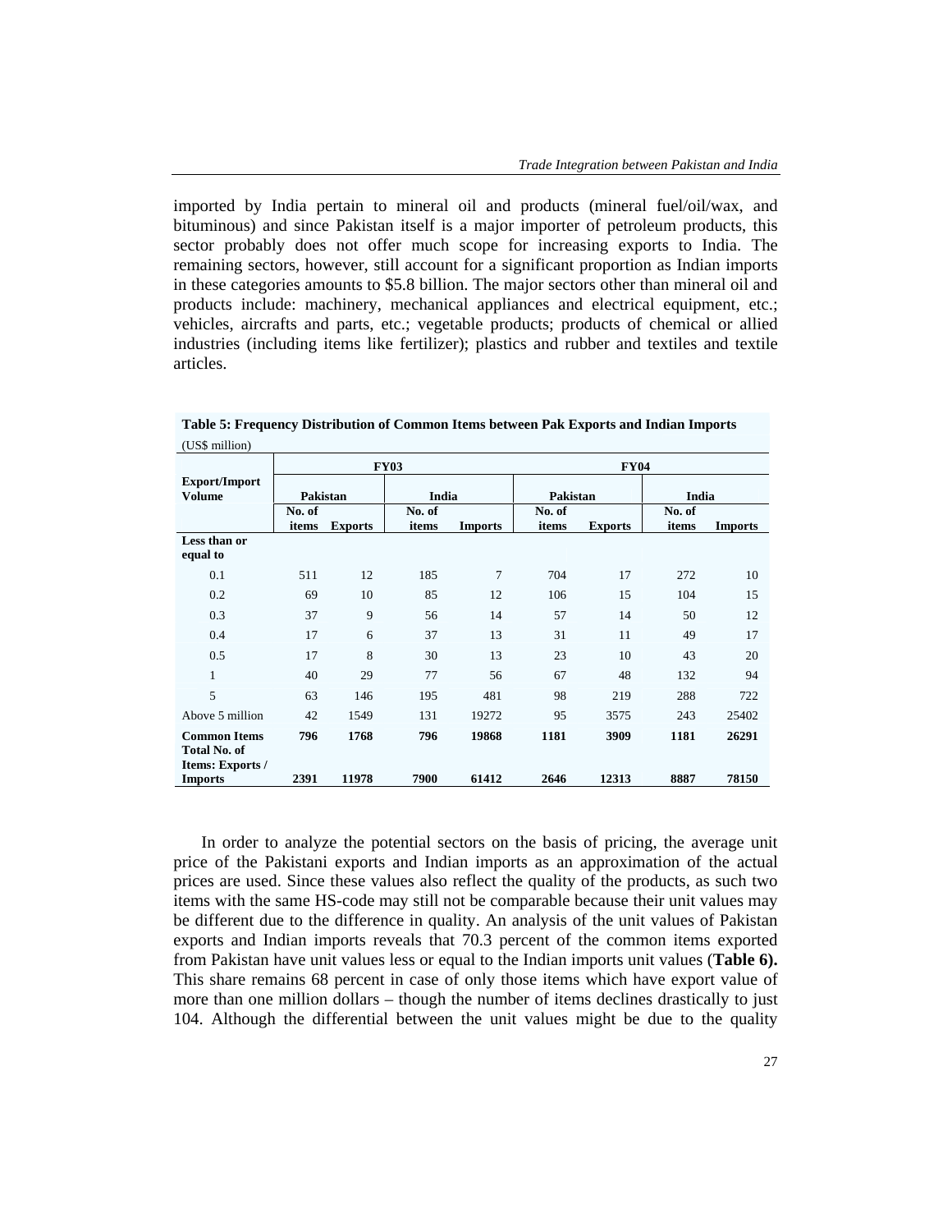imported by India pertain to mineral oil and products (mineral fuel/oil/wax, and bituminous) and since Pakistan itself is a major importer of petroleum products, this sector probably does not offer much scope for increasing exports to India. The remaining sectors, however, still account for a significant proportion as Indian imports in these categories amounts to \$5.8 billion. The major sectors other than mineral oil and products include: machinery, mechanical appliances and electrical equipment, etc.; vehicles, aircrafts and parts, etc.; vegetable products; products of chemical or allied industries (including items like fertilizer); plastics and rubber and textiles and textile articles.

**Table 5: Frequency Distribution of Common Items between Pak Exports and Indian Imports**

(US$ million)

| Export/Import Volume | FY03 | | | | FY04 | | | |
|---|---|---|---|---|---|---|---|---|
| | Pakistan | | India | | Pakistan | | India | |
| | No. of items | Exports | No. of items | Imports | No. of items | Exports | No. of items | Imports |
| **Less than or equal to** | | | | | | | | |
| 0.1 | 511 | 12 | 185 | 7 | 704 | 17 | 272 | 10 |
| 0.2 | 69 | 10 | 85 | 12 | 106 | 15 | 104 | 15 |
| 0.3 | 37 | 9 | 56 | 14 | 57 | 14 | 50 | 12 |
| 0.4 | 17 | 6 | 37 | 13 | 31 | 11 | 49 | 17 |
| 0.5 | 17 | 8 | 30 | 13 | 23 | 10 | 43 | 20 |
| 1 | 40 | 29 | 77 | 56 | 67 | 48 | 132 | 94 |
| 5 | 63 | 146 | 195 | 481 | 98 | 219 | 288 | 722 |
| Above 5 million | 42 | 1549 | 131 | 19272 | 95 | 3575 | 243 | 25402 |
| **Common Items** | **796** | **1768** | **796** | **19868** | **1181** | **3909** | **1181** | **26291** |
| **Total No. of Items: Exports / Imports** | **2391** | **11978** | **7900** | **61412** | **2646** | **12313** | **8887** | **78150** |

In order to analyze the potential sectors on the basis of pricing, the average unit price of the Pakistani exports and Indian imports as an approximation of the actual prices are used. Since these values also reflect the quality of the products, as such two items with the same HS-code may still not be comparable because their unit values may be different due to the difference in quality. An analysis of the unit values of Pakistan exports and Indian imports reveals that 70.3 percent of the common items exported from Pakistan have unit values less or equal to the Indian imports unit values (**Table 6).** This share remains 68 percent in case of only those items which have export value of more than one million dollars – though the number of items declines drastically to just 104. Although the differential between the unit values might be due to the quality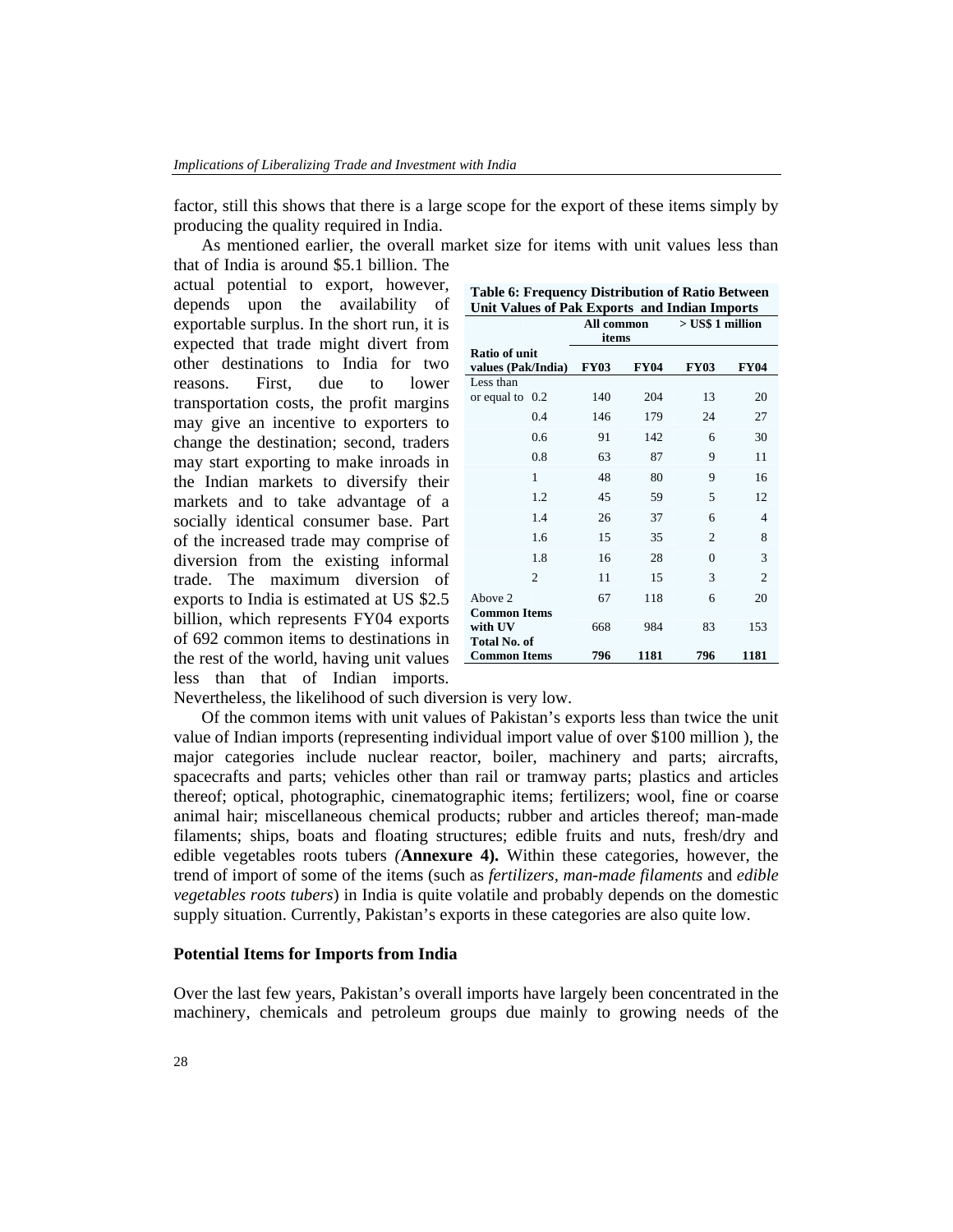factor, still this shows that there is a large scope for the export of these items simply by producing the quality required in India.

As mentioned earlier, the overall market size for items with unit values less than that of India is around $5.1 billion. The actual potential to export, however, depends upon the availability of exportable surplus. In the short run, it is expected that trade might divert from other destinations to India for two reasons. First, due to lower transportation costs, the profit margins may give an incentive to exporters to change the destination; second, traders may start exporting to make inroads in the Indian markets to diversify their markets and to take advantage of a socially identical consumer base. Part of the increased trade may comprise of diversion from the existing informal trade. The maximum diversion of exports to India is estimated at US $2.5 billion, which represents FY04 exports of 692 common items to destinations in the rest of the world, having unit values less than that of Indian imports. Nevertheless, the likelihood of such diversion is very low.

**Table 6: Frequency Distribution of Ratio Between Unit Values of Pak Exports and Indian Imports**

| Ratio of unit values (Pak/India) | All common items | | > US$ 1 million | |
|---|---|---|---|---|
| | FY03 | FY04 | FY03 | FY04 |
| Less than or equal to 0.2 | 140 | 204 | 13 | 20 |
| 0.4 | 146 | 179 | 24 | 27 |
| 0.6 | 91 | 142 | 6 | 30 |
| 0.8 | 63 | 87 | 9 | 11 |
| 1 | 48 | 80 | 9 | 16 |
| 1.2 | 45 | 59 | 5 | 12 |
| 1.4 | 26 | 37 | 6 | 4 |
| 1.6 | 15 | 35 | 2 | 8 |
| 1.8 | 16 | 28 | 0 | 3 |
| 2 | 11 | 15 | 3 | 2 |
| Above 2 | 67 | 118 | 6 | 20 |
| **Common Items with UV** | 668 | 984 | 83 | 153 |
| **Total No. of Common Items** | **796** | **1181** | **796** | **1181** |

Of the common items with unit values of Pakistan's exports less than twice the unit value of Indian imports (representing individual import value of over $100 million ), the major categories include nuclear reactor, boiler, machinery and parts; aircrafts, spacecrafts and parts; vehicles other than rail or tramway parts; plastics and articles thereof; optical, photographic, cinematographic items; fertilizers; wool, fine or coarse animal hair; miscellaneous chemical products; rubber and articles thereof; man-made filaments; ships, boats and floating structures; edible fruits and nuts, fresh/dry and edible vegetables roots tubers *(***Annexure 4).** Within these categories, however, the trend of import of some of the items (such as *fertilizers, man-made filaments* and *edible vegetables roots tubers*) in India is quite volatile and probably depends on the domestic supply situation. Currently, Pakistan's exports in these categories are also quite low.

### Potential Items for Imports from India

Over the last few years, Pakistan's overall imports have largely been concentrated in the machinery, chemicals and petroleum groups due mainly to growing needs of the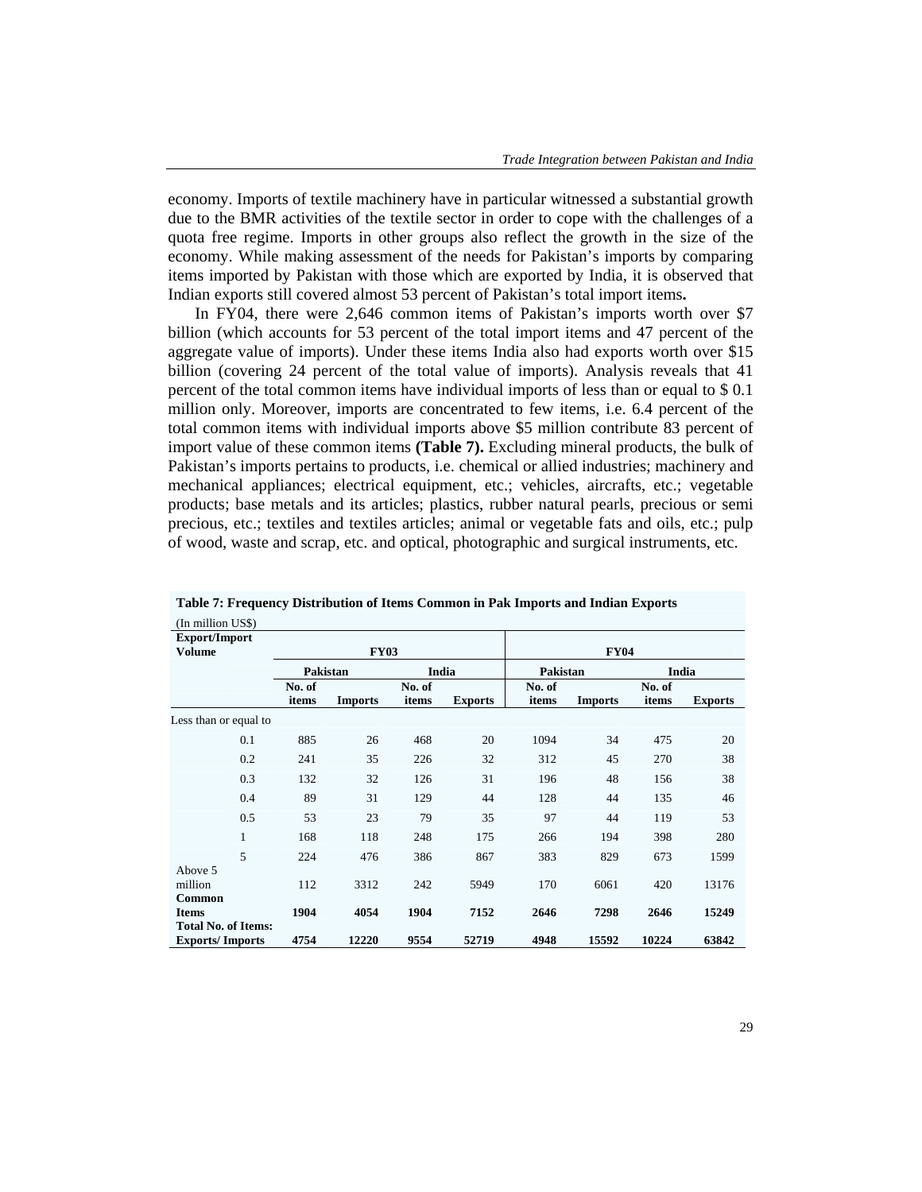economy. Imports of textile machinery have in particular witnessed a substantial growth due to the BMR activities of the textile sector in order to cope with the challenges of a quota free regime. Imports in other groups also reflect the growth in the size of the economy. While making assessment of the needs for Pakistan's imports by comparing items imported by Pakistan with those which are exported by India, it is observed that Indian exports still covered almost 53 percent of Pakistan's total import items**.**

In FY04, there were 2,646 common items of Pakistan's imports worth over $7 billion (which accounts for 53 percent of the total import items and 47 percent of the aggregate value of imports). Under these items India also had exports worth over $15 billion (covering 24 percent of the total value of imports). Analysis reveals that 41 percent of the total common items have individual imports of less than or equal to $ 0.1 million only. Moreover, imports are concentrated to few items, i.e. 6.4 percent of the total common items with individual imports above $5 million contribute 83 percent of import value of these common items **(Table 7).** Excluding mineral products, the bulk of Pakistan's imports pertains to products, i.e. chemical or allied industries; machinery and mechanical appliances; electrical equipment, etc.; vehicles, aircrafts, etc.; vegetable products; base metals and its articles; plastics, rubber natural pearls, precious or semi precious, etc.; textiles and textiles articles; animal or vegetable fats and oils, etc.; pulp of wood, waste and scrap, etc. and optical, photographic and surgical instruments, etc.

**Table 7: Frequency Distribution of Items Common in Pak Imports and Indian Exports**

(In million US$)

| Export/Import Volume | FY03 | | | | FY04 | | | |
|---|---|---|---|---|---|---|---|---|
| | Pakistan | | India | | Pakistan | | India | |
| | No. of items | Imports | No. of items | Exports | No. of items | Imports | No. of items | Exports |
| Less than or equal to | | | | | | | | |
| 0.1 | 885 | 26 | 468 | 20 | 1094 | 34 | 475 | 20 |
| 0.2 | 241 | 35 | 226 | 32 | 312 | 45 | 270 | 38 |
| 0.3 | 132 | 32 | 126 | 31 | 196 | 48 | 156 | 38 |
| 0.4 | 89 | 31 | 129 | 44 | 128 | 44 | 135 | 46 |
| 0.5 | 53 | 23 | 79 | 35 | 97 | 44 | 119 | 53 |
| 1 | 168 | 118 | 248 | 175 | 266 | 194 | 398 | 280 |
| 5 | 224 | 476 | 386 | 867 | 383 | 829 | 673 | 1599 |
| Above 5 million | 112 | 3312 | 242 | 5949 | 170 | 6061 | 420 | 13176 |
| **Common Items** | **1904** | **4054** | **1904** | **7152** | **2646** | **7298** | **2646** | **15249** |
| **Total No. of Items: Exports/ Imports** | **4754** | **12220** | **9554** | **52719** | **4948** | **15592** | **10224** | **63842** |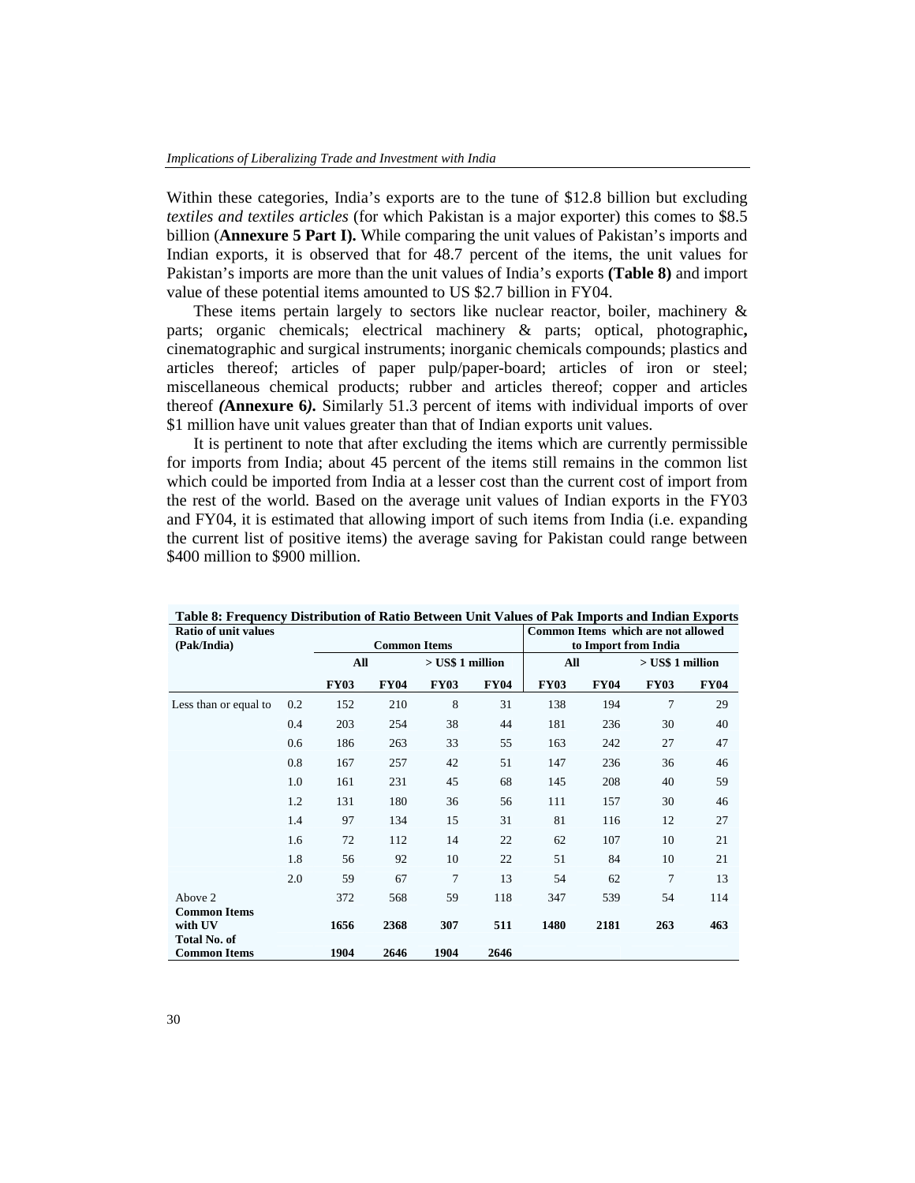Within these categories, India's exports are to the tune of $12.8 billion but excluding *textiles and textiles articles* (for which Pakistan is a major exporter) this comes to $8.5 billion (**Annexure 5 Part I).** While comparing the unit values of Pakistan's imports and Indian exports, it is observed that for 48.7 percent of the items, the unit values for Pakistan's imports are more than the unit values of India's exports **(Table 8)** and import value of these potential items amounted to US $2.7 billion in FY04.

These items pertain largely to sectors like nuclear reactor, boiler, machinery & parts; organic chemicals; electrical machinery & parts; optical, photographic**,** cinematographic and surgical instruments; inorganic chemicals compounds; plastics and articles thereof; articles of paper pulp/paper-board; articles of iron or steel; miscellaneous chemical products; rubber and articles thereof; copper and articles thereof ***(*****Annexure 6*)*.** Similarly 51.3 percent of items with individual imports of over $1 million have unit values greater than that of Indian exports unit values.

It is pertinent to note that after excluding the items which are currently permissible for imports from India; about 45 percent of the items still remains in the common list which could be imported from India at a lesser cost than the current cost of import from the rest of the world. Based on the average unit values of Indian exports in the FY03 and FY04, it is estimated that allowing import of such items from India (i.e. expanding the current list of positive items) the average saving for Pakistan could range between $400 million to $900 million.

**Table 8: Frequency Distribution of Ratio Between Unit Values of Pak Imports and Indian Exports**

| Ratio of unit values (Pak/India) | | Common Items | | | | Common Items which are not allowed to Import from India | | | |
|---|---|---|---|---|---|---|---|---|---|
| | | All | | > US$ 1 million | | All | | > US$ 1 million | |
| | | **FY03** | **FY04** | **FY03** | **FY04** | **FY03** | **FY04** | **FY03** | **FY04** |
| Less than or equal to | 0.2 | 152 | 210 | 8 | 31 | 138 | 194 | 7 | 29 |
| | 0.4 | 203 | 254 | 38 | 44 | 181 | 236 | 30 | 40 |
| | 0.6 | 186 | 263 | 33 | 55 | 163 | 242 | 27 | 47 |
| | 0.8 | 167 | 257 | 42 | 51 | 147 | 236 | 36 | 46 |
| | 1.0 | 161 | 231 | 45 | 68 | 145 | 208 | 40 | 59 |
| | 1.2 | 131 | 180 | 36 | 56 | 111 | 157 | 30 | 46 |
| | 1.4 | 97 | 134 | 15 | 31 | 81 | 116 | 12 | 27 |
| | 1.6 | 72 | 112 | 14 | 22 | 62 | 107 | 10 | 21 |
| | 1.8 | 56 | 92 | 10 | 22 | 51 | 84 | 10 | 21 |
| | 2.0 | 59 | 67 | 7 | 13 | 54 | 62 | 7 | 13 |
| Above 2 | | 372 | 568 | 59 | 118 | 347 | 539 | 54 | 114 |
| **Common Items with UV** | | **1656** | **2368** | **307** | **511** | **1480** | **2181** | **263** | **463** |
| **Total No. of Common Items** | | **1904** | **2646** | **1904** | **2646** | | | | |